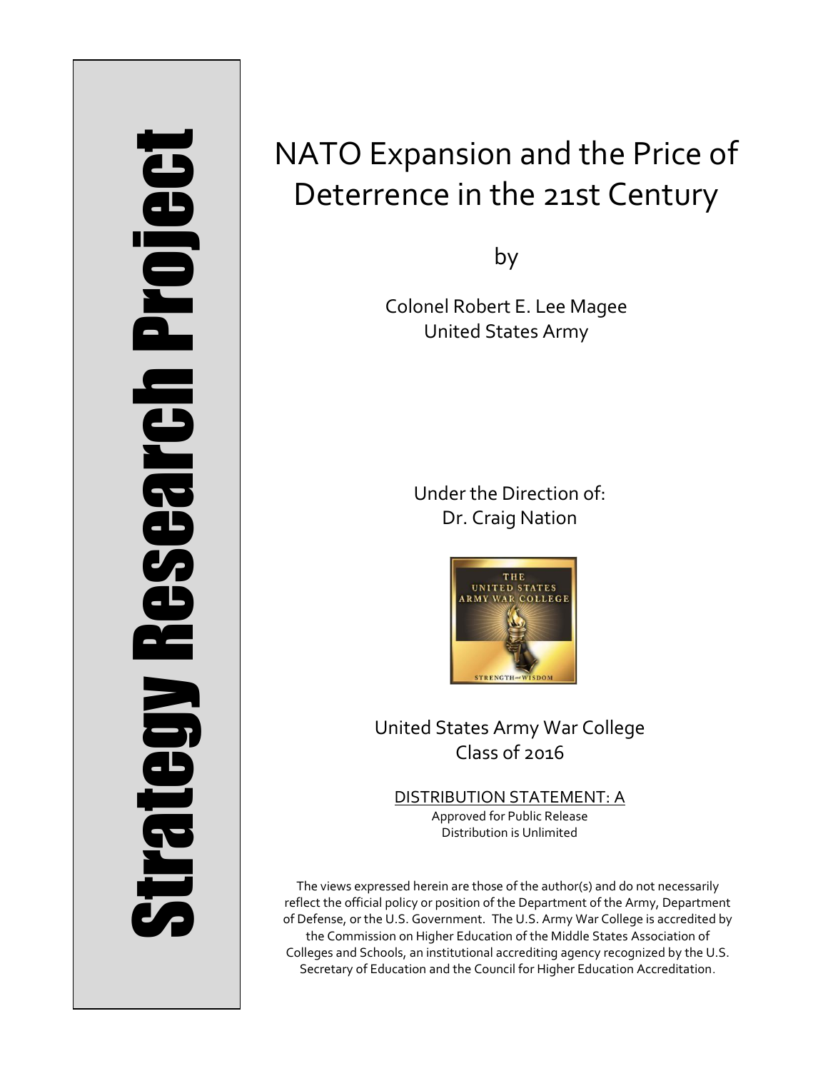Strategy Research Project

# NATO Expansion and the Price of Deterrence in the 21st Century

by

Colonel Robert E. Lee Magee
United States Army

Under the Direction of:
Dr. Craig Nation

United States Army War College
Class of 2016

DISTRIBUTION STATEMENT: A
Approved for Public Release
Distribution is Unlimited

The views expressed herein are those of the author(s) and do not necessarily reflect the official policy or position of the Department of the Army, Department of Defense, or the U.S. Government. The U.S. Army War College is accredited by the Commission on Higher Education of the Middle States Association of Colleges and Schools, an institutional accrediting agency recognized by the U.S. Secretary of Education and the Council for Higher Education Accreditation.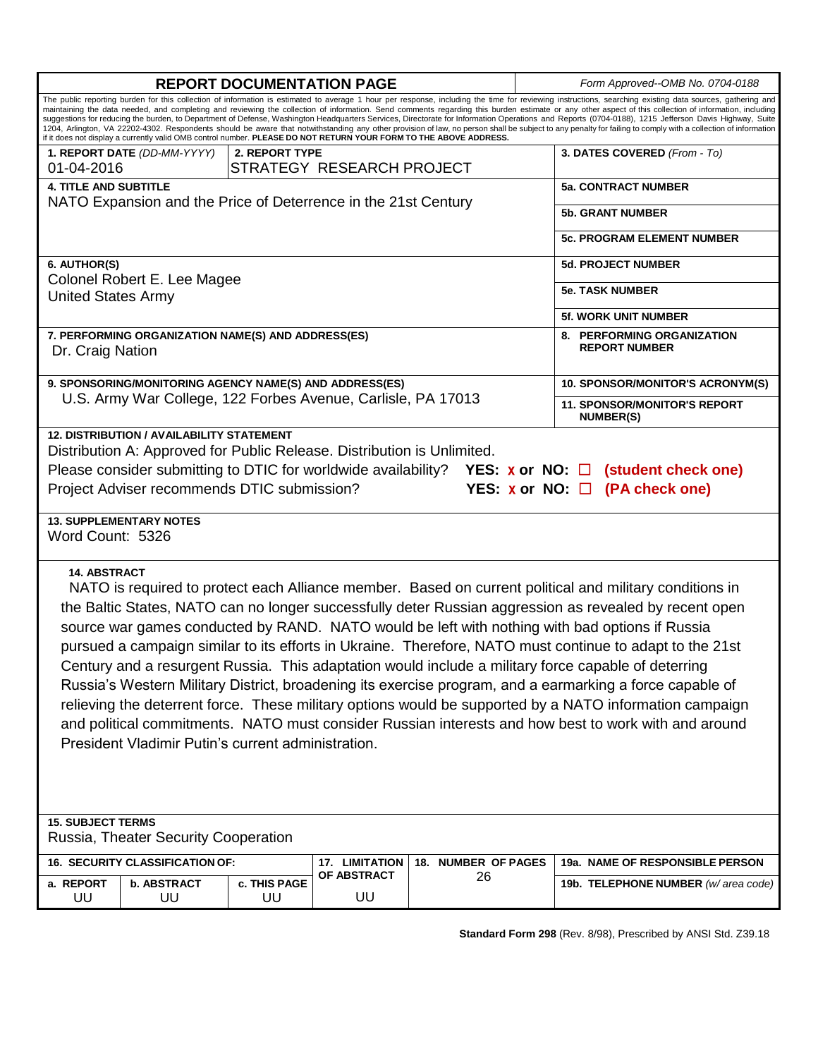# REPORT DOCUMENTATION PAGE

*Form Approved--OMB No. 0704-0188*

The public reporting burden for this collection of information is estimated to average 1 hour per response, including the time for reviewing instructions, searching existing data sources, gathering and maintaining the data needed, and completing and reviewing the collection of information. Send comments regarding this burden estimate or any other aspect of this collection of information, including suggestions for reducing the burden, to Department of Defense, Washington Headquarters Services, Directorate for Information Operations and Reports (0704-0188), 1215 Jefferson Davis Highway, Suite 1204, Arlington, VA 22202-4302. Respondents should be aware that notwithstanding any other provision of law, no person shall be subject to any penalty for failing to comply with a collection of information if it does not display a currently valid OMB control number. **PLEASE DO NOT RETURN YOUR FORM TO THE ABOVE ADDRESS.**

| | | |
|---|---|---|
| **1. REPORT DATE** *(DD-MM-YYYY)* 01-04-2016 | **2. REPORT TYPE** STRATEGY RESEARCH PROJECT | **3. DATES COVERED** *(From - To)* |
| **4. TITLE AND SUBTITLE** NATO Expansion and the Price of Deterrence in the 21st Century | | **5a. CONTRACT NUMBER** |
| | | **5b. GRANT NUMBER** |
| | | **5c. PROGRAM ELEMENT NUMBER** |
| **6. AUTHOR(S)** Colonel Robert E. Lee Magee, United States Army | | **5d. PROJECT NUMBER** |
| | | **5e. TASK NUMBER** |
| | | **5f. WORK UNIT NUMBER** |
| **7. PERFORMING ORGANIZATION NAME(S) AND ADDRESS(ES)** Dr. Craig Nation | | **8. PERFORMING ORGANIZATION REPORT NUMBER** |
| **9. SPONSORING/MONITORING AGENCY NAME(S) AND ADDRESS(ES)** U.S. Army War College, 122 Forbes Avenue, Carlisle, PA 17013 | | **10. SPONSOR/MONITOR'S ACRONYM(S)** |
| | | **11. SPONSOR/MONITOR'S REPORT NUMBER(S)** |

**12. DISTRIBUTION / AVAILABILITY STATEMENT**

Distribution A: Approved for Public Release. Distribution is Unlimited.

Please consider submitting to DTIC for worldwide availability? **YES: x or NO: ☐ (student check one)**

Project Adviser recommends DTIC submission? **YES: x or NO: ☐ (PA check one)**

**13. SUPPLEMENTARY NOTES**

Word Count: 5326

**14. ABSTRACT**

NATO is required to protect each Alliance member. Based on current political and military conditions in the Baltic States, NATO can no longer successfully deter Russian aggression as revealed by recent open source war games conducted by RAND. NATO would be left with nothing with bad options if Russia pursued a campaign similar to its efforts in Ukraine. Therefore, NATO must continue to adapt to the 21st Century and a resurgent Russia. This adaptation would include a military force capable of deterring Russia's Western Military District, broadening its exercise program, and a earmarking a force capable of relieving the deterrent force. These military options would be supported by a NATO information campaign and political commitments. NATO must consider Russian interests and how best to work with and around President Vladimir Putin's current administration.

**15. SUBJECT TERMS**

Russia, Theater Security Cooperation

| **16. SECURITY CLASSIFICATION OF:** | | | **17. LIMITATION OF ABSTRACT** | **18. NUMBER OF PAGES** | **19a. NAME OF RESPONSIBLE PERSON** |
|---|---|---|---|---|---|
| **a. REPORT** UU | **b. ABSTRACT** UU | **c. THIS PAGE** UU | UU | 26 | **19b. TELEPHONE NUMBER** *(w/ area code)* |

**Standard Form 298** (Rev. 8/98), Prescribed by ANSI Std. Z39.18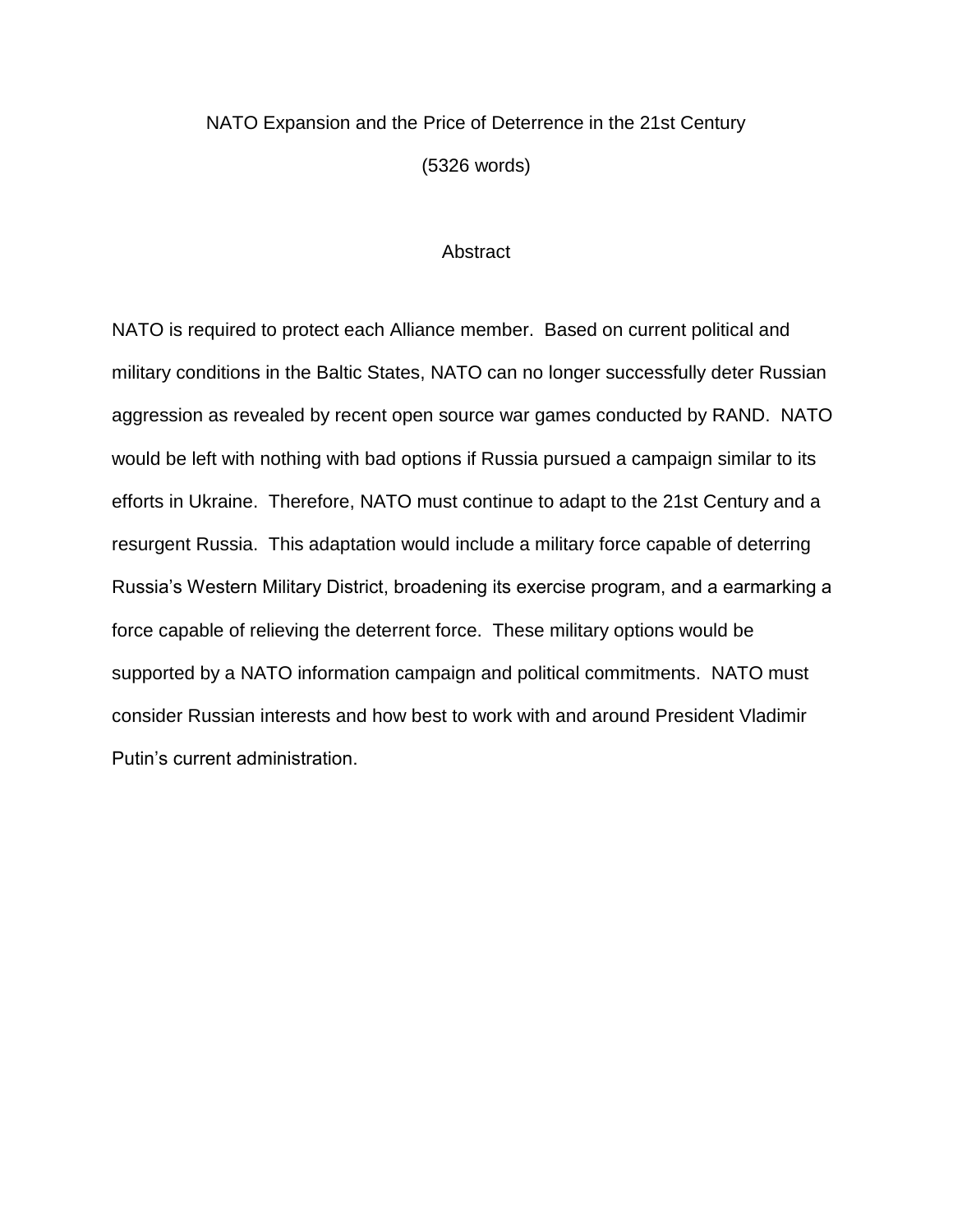NATO Expansion and the Price of Deterrence in the 21st Century

(5326 words)

## Abstract

NATO is required to protect each Alliance member. Based on current political and military conditions in the Baltic States, NATO can no longer successfully deter Russian aggression as revealed by recent open source war games conducted by RAND. NATO would be left with nothing with bad options if Russia pursued a campaign similar to its efforts in Ukraine. Therefore, NATO must continue to adapt to the 21st Century and a resurgent Russia. This adaptation would include a military force capable of deterring Russia's Western Military District, broadening its exercise program, and a earmarking a force capable of relieving the deterrent force. These military options would be supported by a NATO information campaign and political commitments. NATO must consider Russian interests and how best to work with and around President Vladimir Putin's current administration.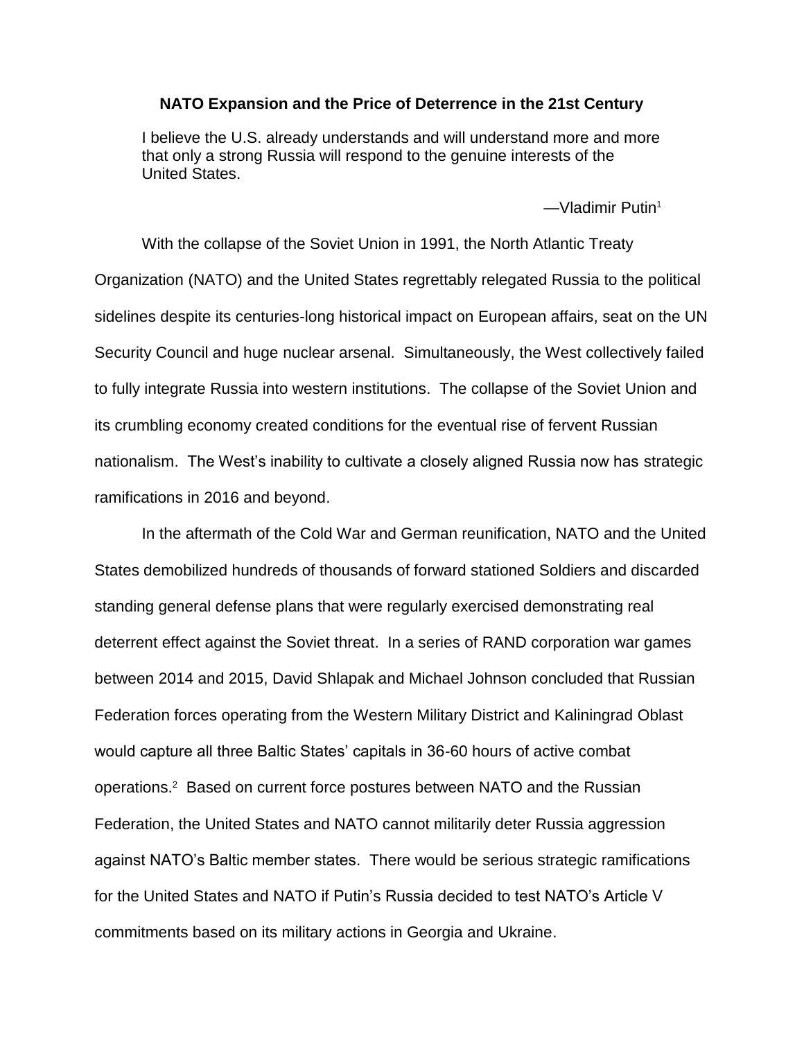# NATO Expansion and the Price of Deterrence in the 21st Century

> I believe the U.S. already understands and will understand more and more that only a strong Russia will respond to the genuine interests of the United States.
>
> —Vladimir Putin[1]

With the collapse of the Soviet Union in 1991, the North Atlantic Treaty Organization (NATO) and the United States regrettably relegated Russia to the political sidelines despite its centuries-long historical impact on European affairs, seat on the UN Security Council and huge nuclear arsenal. Simultaneously, the West collectively failed to fully integrate Russia into western institutions. The collapse of the Soviet Union and its crumbling economy created conditions for the eventual rise of fervent Russian nationalism. The West's inability to cultivate a closely aligned Russia now has strategic ramifications in 2016 and beyond.

In the aftermath of the Cold War and German reunification, NATO and the United States demobilized hundreds of thousands of forward stationed Soldiers and discarded standing general defense plans that were regularly exercised demonstrating real deterrent effect against the Soviet threat. In a series of RAND corporation war games between 2014 and 2015, David Shlapak and Michael Johnson concluded that Russian Federation forces operating from the Western Military District and Kaliningrad Oblast would capture all three Baltic States' capitals in 36-60 hours of active combat operations.[2] Based on current force postures between NATO and the Russian Federation, the United States and NATO cannot militarily deter Russia aggression against NATO's Baltic member states. There would be serious strategic ramifications for the United States and NATO if Putin's Russia decided to test NATO's Article V commitments based on its military actions in Georgia and Ukraine.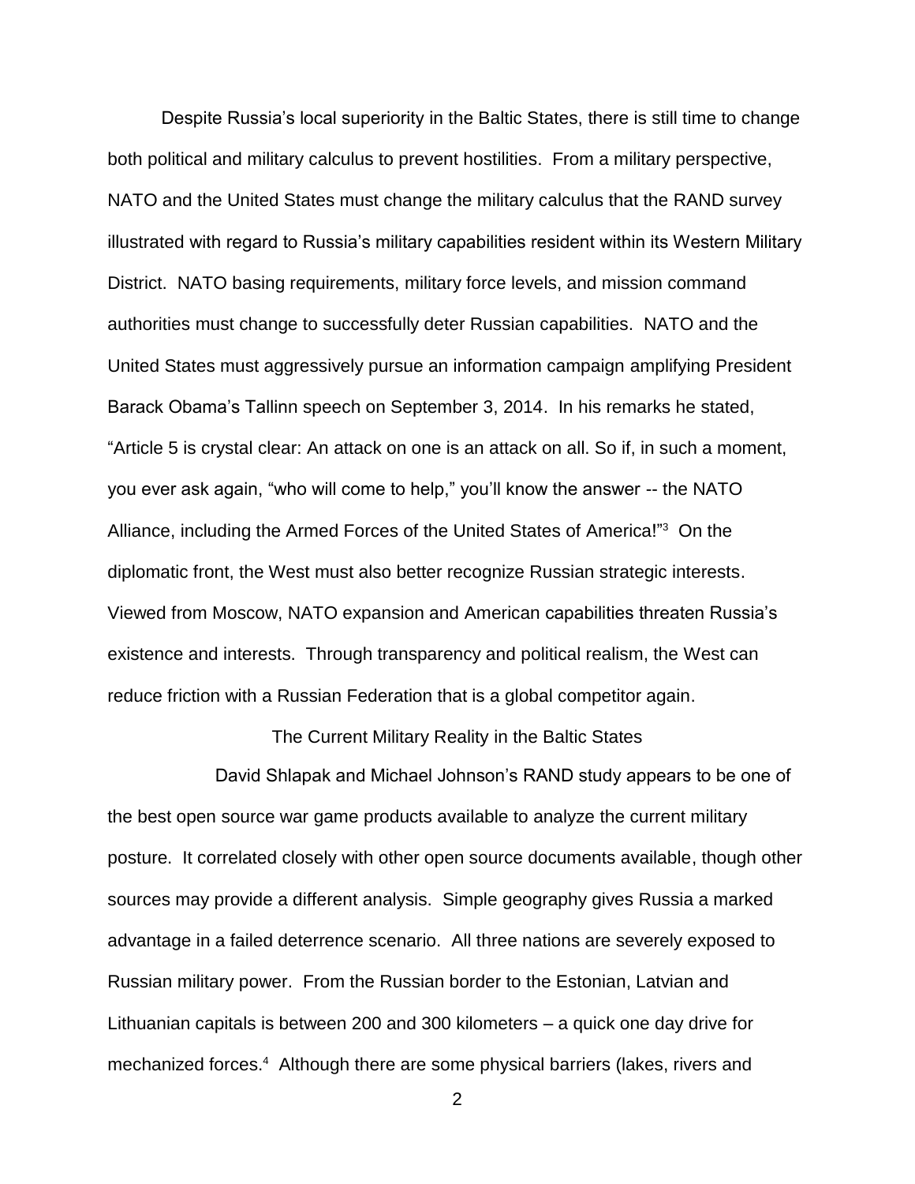Despite Russia's local superiority in the Baltic States, there is still time to change both political and military calculus to prevent hostilities. From a military perspective, NATO and the United States must change the military calculus that the RAND survey illustrated with regard to Russia's military capabilities resident within its Western Military District. NATO basing requirements, military force levels, and mission command authorities must change to successfully deter Russian capabilities. NATO and the United States must aggressively pursue an information campaign amplifying President Barack Obama's Tallinn speech on September 3, 2014. In his remarks he stated, "Article 5 is crystal clear: An attack on one is an attack on all. So if, in such a moment, you ever ask again, "who will come to help," you'll know the answer -- the NATO Alliance, including the Armed Forces of the United States of America!"[3] On the diplomatic front, the West must also better recognize Russian strategic interests. Viewed from Moscow, NATO expansion and American capabilities threaten Russia's existence and interests. Through transparency and political realism, the West can reduce friction with a Russian Federation that is a global competitor again.

## The Current Military Reality in the Baltic States

David Shlapak and Michael Johnson's RAND study appears to be one of the best open source war game products available to analyze the current military posture. It correlated closely with other open source documents available, though other sources may provide a different analysis. Simple geography gives Russia a marked advantage in a failed deterrence scenario. All three nations are severely exposed to Russian military power. From the Russian border to the Estonian, Latvian and Lithuanian capitals is between 200 and 300 kilometers – a quick one day drive for mechanized forces.[4] Although there are some physical barriers (lakes, rivers and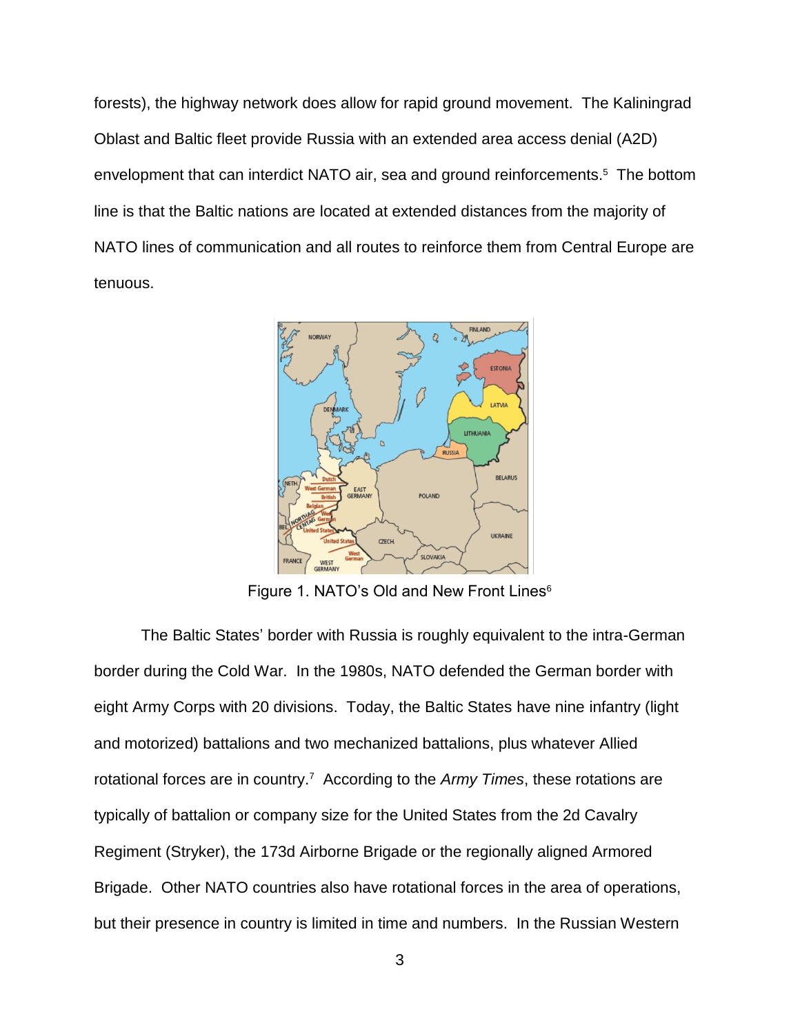forests), the highway network does allow for rapid ground movement. The Kaliningrad Oblast and Baltic fleet provide Russia with an extended area access denial (A2D) envelopment that can interdict NATO air, sea and ground reinforcements.[5] The bottom line is that the Baltic nations are located at extended distances from the majority of NATO lines of communication and all routes to reinforce them from Central Europe are tenuous.

Figure 1. NATO's Old and New Front Lines[6]

The Baltic States' border with Russia is roughly equivalent to the intra-German border during the Cold War. In the 1980s, NATO defended the German border with eight Army Corps with 20 divisions. Today, the Baltic States have nine infantry (light and motorized) battalions and two mechanized battalions, plus whatever Allied rotational forces are in country.[7] According to the *Army Times*, these rotations are typically of battalion or company size for the United States from the 2d Cavalry Regiment (Stryker), the 173d Airborne Brigade or the regionally aligned Armored Brigade. Other NATO countries also have rotational forces in the area of operations, but their presence in country is limited in time and numbers. In the Russian Western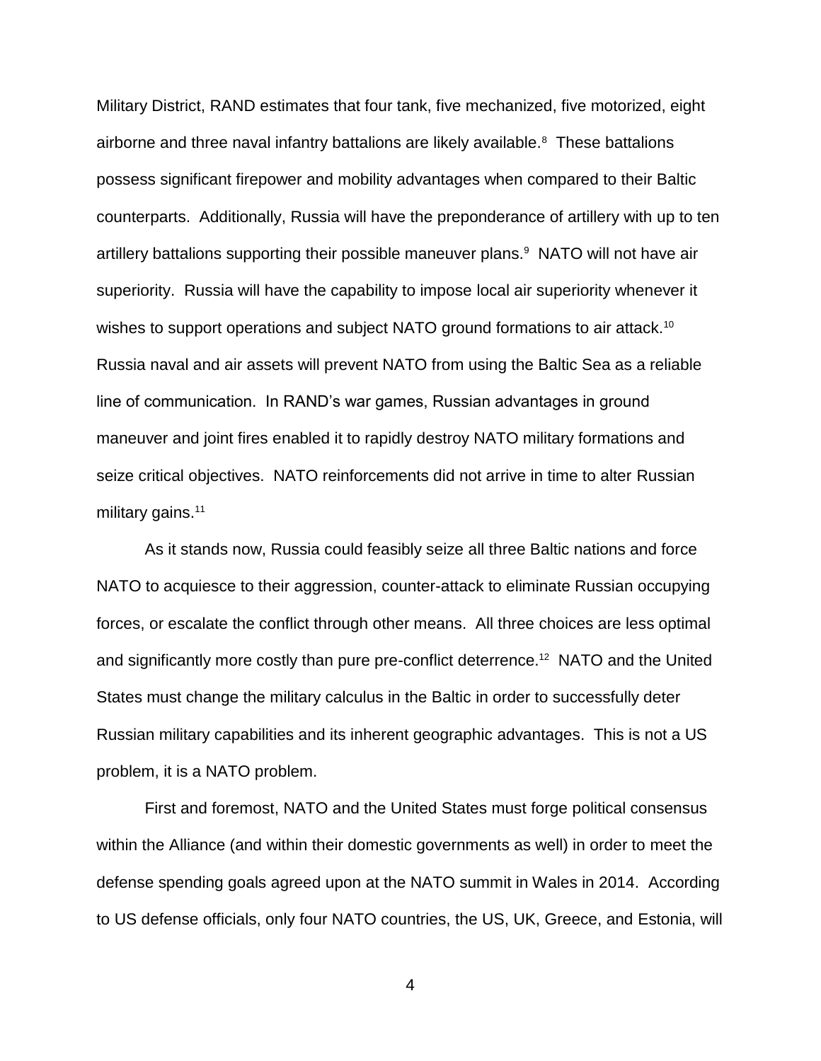Military District, RAND estimates that four tank, five mechanized, five motorized, eight airborne and three naval infantry battalions are likely available.[8] These battalions possess significant firepower and mobility advantages when compared to their Baltic counterparts. Additionally, Russia will have the preponderance of artillery with up to ten artillery battalions supporting their possible maneuver plans.[9] NATO will not have air superiority. Russia will have the capability to impose local air superiority whenever it wishes to support operations and subject NATO ground formations to air attack.[10] Russia naval and air assets will prevent NATO from using the Baltic Sea as a reliable line of communication. In RAND's war games, Russian advantages in ground maneuver and joint fires enabled it to rapidly destroy NATO military formations and seize critical objectives. NATO reinforcements did not arrive in time to alter Russian military gains.[11]

As it stands now, Russia could feasibly seize all three Baltic nations and force NATO to acquiesce to their aggression, counter-attack to eliminate Russian occupying forces, or escalate the conflict through other means. All three choices are less optimal and significantly more costly than pure pre-conflict deterrence.[12] NATO and the United States must change the military calculus in the Baltic in order to successfully deter Russian military capabilities and its inherent geographic advantages. This is not a US problem, it is a NATO problem.

First and foremost, NATO and the United States must forge political consensus within the Alliance (and within their domestic governments as well) in order to meet the defense spending goals agreed upon at the NATO summit in Wales in 2014. According to US defense officials, only four NATO countries, the US, UK, Greece, and Estonia, will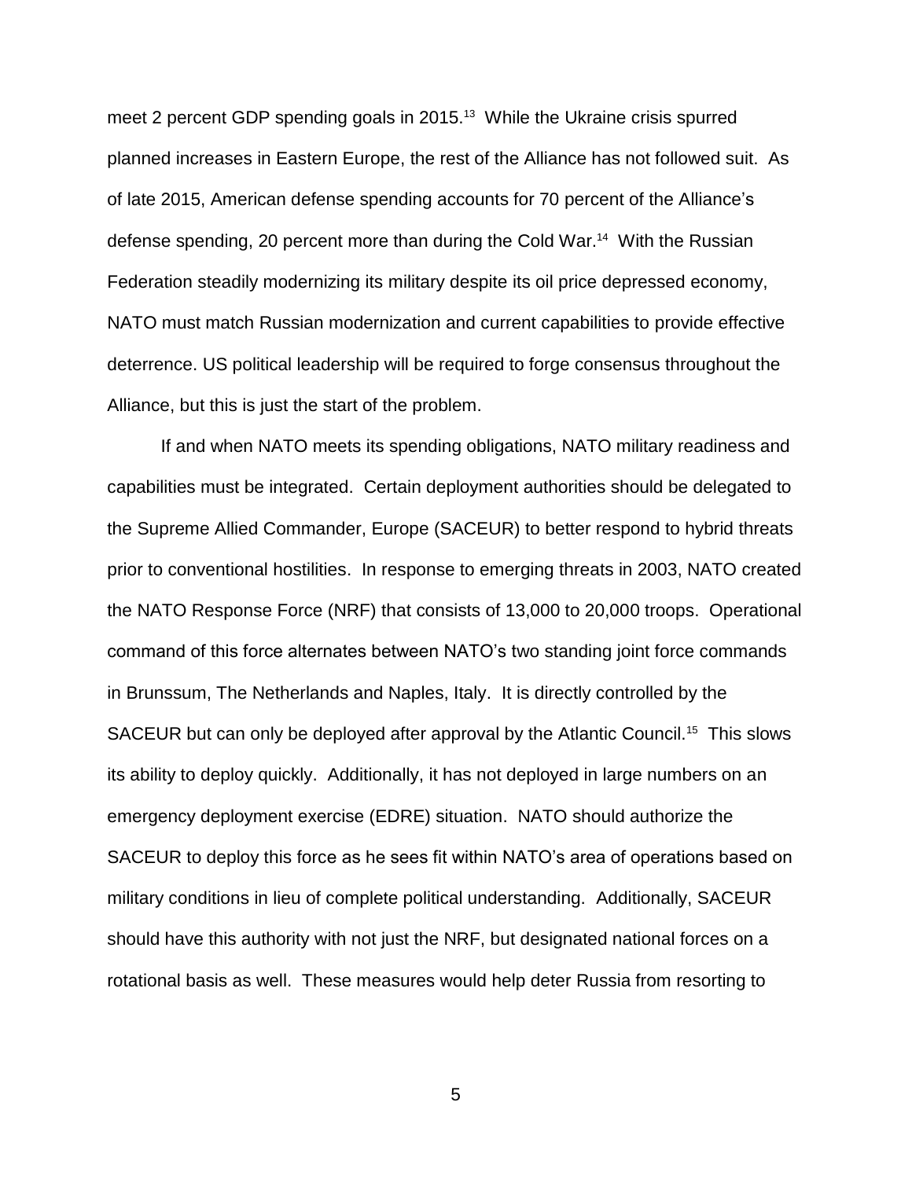meet 2 percent GDP spending goals in 2015.[13] While the Ukraine crisis spurred planned increases in Eastern Europe, the rest of the Alliance has not followed suit. As of late 2015, American defense spending accounts for 70 percent of the Alliance's defense spending, 20 percent more than during the Cold War.[14] With the Russian Federation steadily modernizing its military despite its oil price depressed economy, NATO must match Russian modernization and current capabilities to provide effective deterrence. US political leadership will be required to forge consensus throughout the Alliance, but this is just the start of the problem.

If and when NATO meets its spending obligations, NATO military readiness and capabilities must be integrated. Certain deployment authorities should be delegated to the Supreme Allied Commander, Europe (SACEUR) to better respond to hybrid threats prior to conventional hostilities. In response to emerging threats in 2003, NATO created the NATO Response Force (NRF) that consists of 13,000 to 20,000 troops. Operational command of this force alternates between NATO's two standing joint force commands in Brunssum, The Netherlands and Naples, Italy. It is directly controlled by the SACEUR but can only be deployed after approval by the Atlantic Council.[15] This slows its ability to deploy quickly. Additionally, it has not deployed in large numbers on an emergency deployment exercise (EDRE) situation. NATO should authorize the SACEUR to deploy this force as he sees fit within NATO's area of operations based on military conditions in lieu of complete political understanding. Additionally, SACEUR should have this authority with not just the NRF, but designated national forces on a rotational basis as well. These measures would help deter Russia from resorting to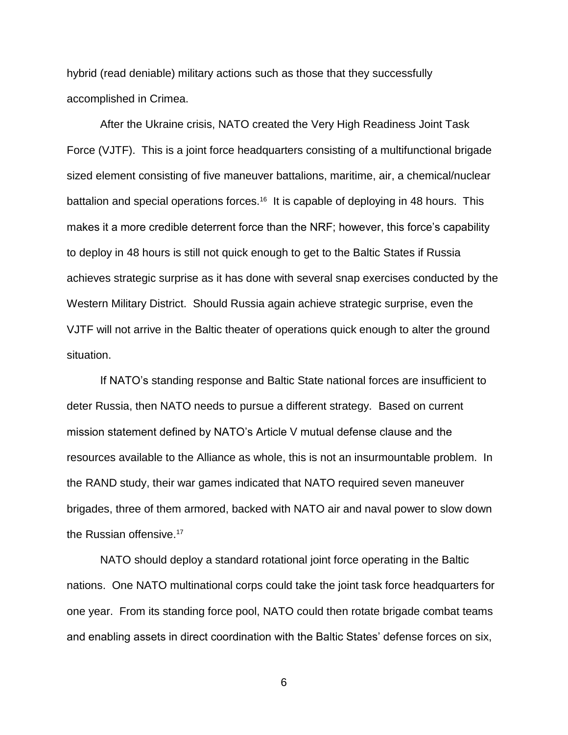hybrid (read deniable) military actions such as those that they successfully accomplished in Crimea.

After the Ukraine crisis, NATO created the Very High Readiness Joint Task Force (VJTF). This is a joint force headquarters consisting of a multifunctional brigade sized element consisting of five maneuver battalions, maritime, air, a chemical/nuclear battalion and special operations forces.[16] It is capable of deploying in 48 hours. This makes it a more credible deterrent force than the NRF; however, this force's capability to deploy in 48 hours is still not quick enough to get to the Baltic States if Russia achieves strategic surprise as it has done with several snap exercises conducted by the Western Military District. Should Russia again achieve strategic surprise, even the VJTF will not arrive in the Baltic theater of operations quick enough to alter the ground situation.

If NATO's standing response and Baltic State national forces are insufficient to deter Russia, then NATO needs to pursue a different strategy. Based on current mission statement defined by NATO's Article V mutual defense clause and the resources available to the Alliance as whole, this is not an insurmountable problem. In the RAND study, their war games indicated that NATO required seven maneuver brigades, three of them armored, backed with NATO air and naval power to slow down the Russian offensive.[17]

NATO should deploy a standard rotational joint force operating in the Baltic nations. One NATO multinational corps could take the joint task force headquarters for one year. From its standing force pool, NATO could then rotate brigade combat teams and enabling assets in direct coordination with the Baltic States' defense forces on six,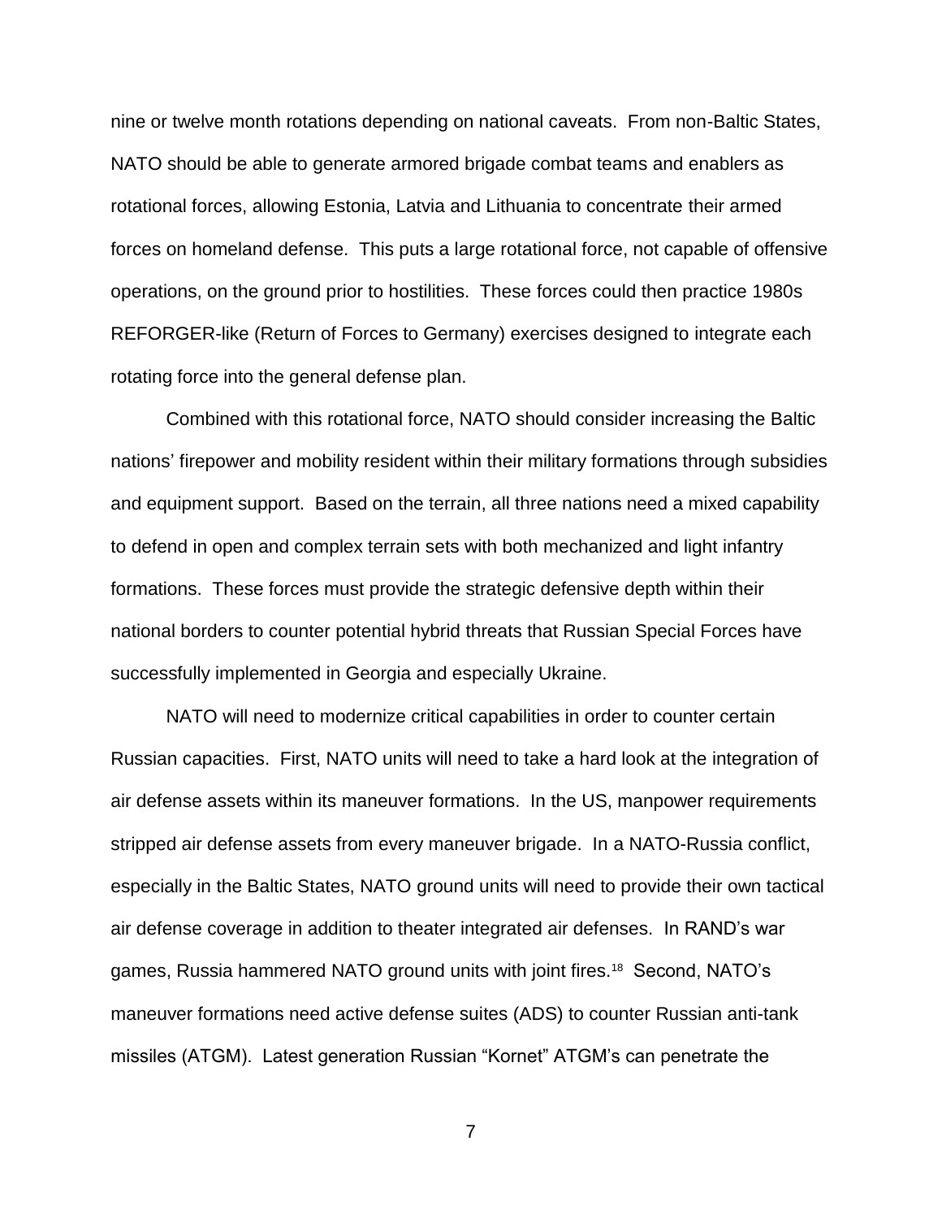nine or twelve month rotations depending on national caveats. From non-Baltic States, NATO should be able to generate armored brigade combat teams and enablers as rotational forces, allowing Estonia, Latvia and Lithuania to concentrate their armed forces on homeland defense. This puts a large rotational force, not capable of offensive operations, on the ground prior to hostilities. These forces could then practice 1980s REFORGER-like (Return of Forces to Germany) exercises designed to integrate each rotating force into the general defense plan.

Combined with this rotational force, NATO should consider increasing the Baltic nations' firepower and mobility resident within their military formations through subsidies and equipment support. Based on the terrain, all three nations need a mixed capability to defend in open and complex terrain sets with both mechanized and light infantry formations. These forces must provide the strategic defensive depth within their national borders to counter potential hybrid threats that Russian Special Forces have successfully implemented in Georgia and especially Ukraine.

NATO will need to modernize critical capabilities in order to counter certain Russian capacities. First, NATO units will need to take a hard look at the integration of air defense assets within its maneuver formations. In the US, manpower requirements stripped air defense assets from every maneuver brigade. In a NATO-Russia conflict, especially in the Baltic States, NATO ground units will need to provide their own tactical air defense coverage in addition to theater integrated air defenses. In RAND's war games, Russia hammered NATO ground units with joint fires.[18] Second, NATO's maneuver formations need active defense suites (ADS) to counter Russian anti-tank missiles (ATGM). Latest generation Russian "Kornet" ATGM's can penetrate the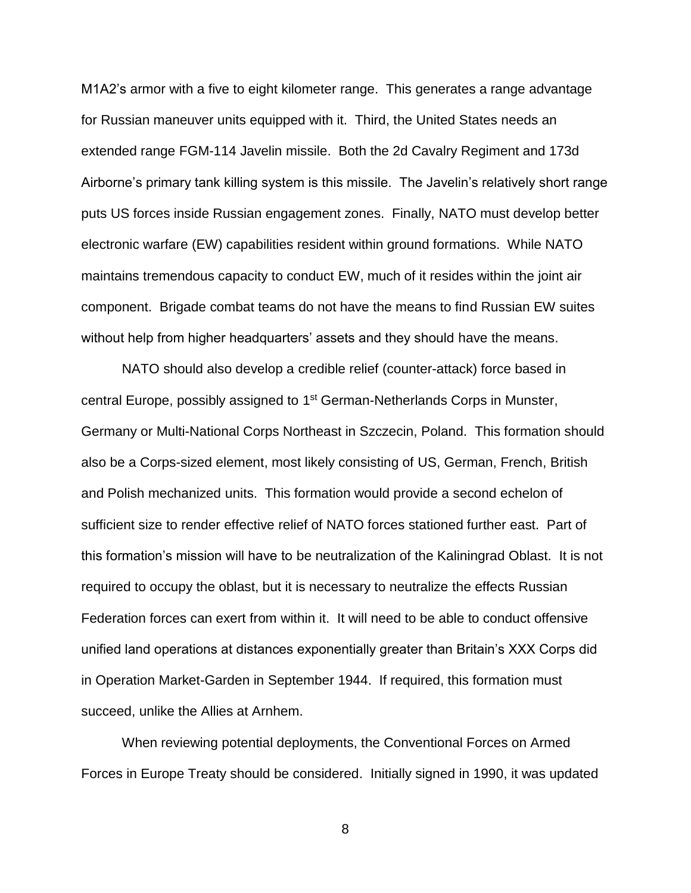M1A2's armor with a five to eight kilometer range. This generates a range advantage for Russian maneuver units equipped with it. Third, the United States needs an extended range FGM-114 Javelin missile. Both the 2d Cavalry Regiment and 173d Airborne's primary tank killing system is this missile. The Javelin's relatively short range puts US forces inside Russian engagement zones. Finally, NATO must develop better electronic warfare (EW) capabilities resident within ground formations. While NATO maintains tremendous capacity to conduct EW, much of it resides within the joint air component. Brigade combat teams do not have the means to find Russian EW suites without help from higher headquarters' assets and they should have the means.

NATO should also develop a credible relief (counter-attack) force based in central Europe, possibly assigned to 1st German-Netherlands Corps in Munster, Germany or Multi-National Corps Northeast in Szczecin, Poland. This formation should also be a Corps-sized element, most likely consisting of US, German, French, British and Polish mechanized units. This formation would provide a second echelon of sufficient size to render effective relief of NATO forces stationed further east. Part of this formation's mission will have to be neutralization of the Kaliningrad Oblast. It is not required to occupy the oblast, but it is necessary to neutralize the effects Russian Federation forces can exert from within it. It will need to be able to conduct offensive unified land operations at distances exponentially greater than Britain's XXX Corps did in Operation Market-Garden in September 1944. If required, this formation must succeed, unlike the Allies at Arnhem.

When reviewing potential deployments, the Conventional Forces on Armed Forces in Europe Treaty should be considered. Initially signed in 1990, it was updated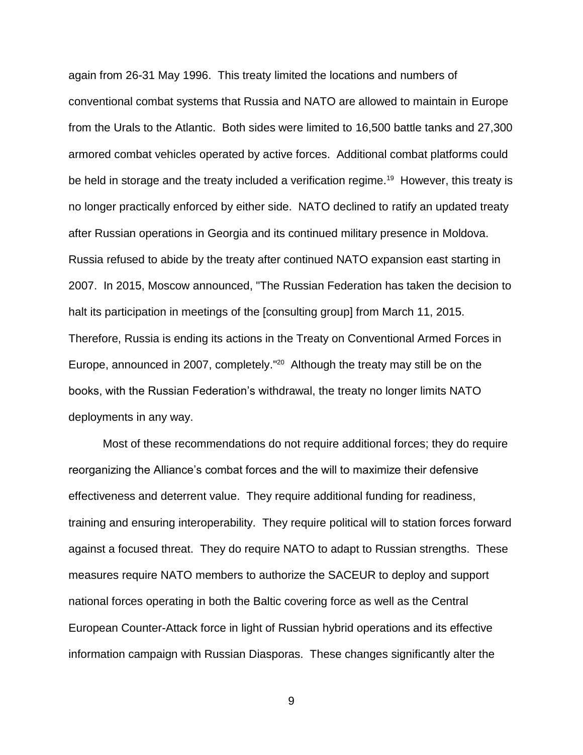again from 26-31 May 1996. This treaty limited the locations and numbers of conventional combat systems that Russia and NATO are allowed to maintain in Europe from the Urals to the Atlantic. Both sides were limited to 16,500 battle tanks and 27,300 armored combat vehicles operated by active forces. Additional combat platforms could be held in storage and the treaty included a verification regime.[19] However, this treaty is no longer practically enforced by either side. NATO declined to ratify an updated treaty after Russian operations in Georgia and its continued military presence in Moldova. Russia refused to abide by the treaty after continued NATO expansion east starting in 2007. In 2015, Moscow announced, "The Russian Federation has taken the decision to halt its participation in meetings of the [consulting group] from March 11, 2015. Therefore, Russia is ending its actions in the Treaty on Conventional Armed Forces in Europe, announced in 2007, completely."[20] Although the treaty may still be on the books, with the Russian Federation's withdrawal, the treaty no longer limits NATO deployments in any way.

Most of these recommendations do not require additional forces; they do require reorganizing the Alliance's combat forces and the will to maximize their defensive effectiveness and deterrent value. They require additional funding for readiness, training and ensuring interoperability. They require political will to station forces forward against a focused threat. They do require NATO to adapt to Russian strengths. These measures require NATO members to authorize the SACEUR to deploy and support national forces operating in both the Baltic covering force as well as the Central European Counter-Attack force in light of Russian hybrid operations and its effective information campaign with Russian Diasporas. These changes significantly alter the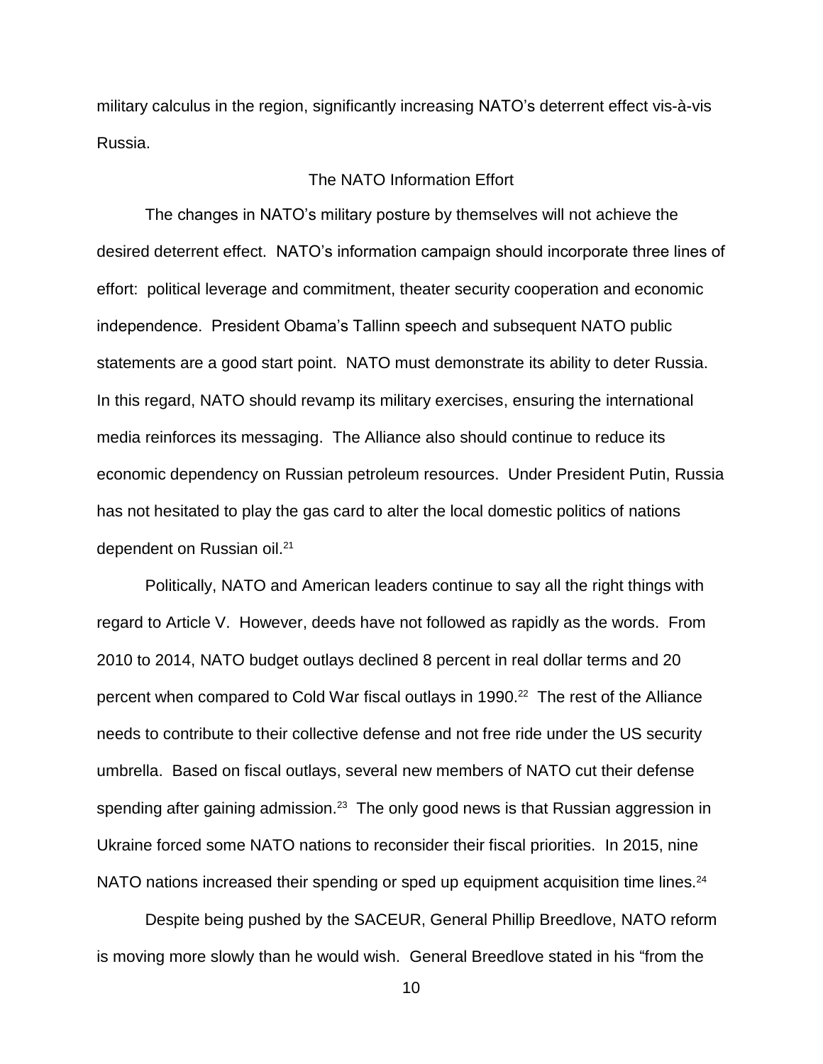military calculus in the region, significantly increasing NATO's deterrent effect vis-à-vis Russia.

## The NATO Information Effort

The changes in NATO's military posture by themselves will not achieve the desired deterrent effect. NATO's information campaign should incorporate three lines of effort: political leverage and commitment, theater security cooperation and economic independence. President Obama's Tallinn speech and subsequent NATO public statements are a good start point. NATO must demonstrate its ability to deter Russia. In this regard, NATO should revamp its military exercises, ensuring the international media reinforces its messaging. The Alliance also should continue to reduce its economic dependency on Russian petroleum resources. Under President Putin, Russia has not hesitated to play the gas card to alter the local domestic politics of nations dependent on Russian oil.[21]

Politically, NATO and American leaders continue to say all the right things with regard to Article V. However, deeds have not followed as rapidly as the words. From 2010 to 2014, NATO budget outlays declined 8 percent in real dollar terms and 20 percent when compared to Cold War fiscal outlays in 1990.[22] The rest of the Alliance needs to contribute to their collective defense and not free ride under the US security umbrella. Based on fiscal outlays, several new members of NATO cut their defense spending after gaining admission.[23] The only good news is that Russian aggression in Ukraine forced some NATO nations to reconsider their fiscal priorities. In 2015, nine NATO nations increased their spending or sped up equipment acquisition time lines.[24]

Despite being pushed by the SACEUR, General Phillip Breedlove, NATO reform is moving more slowly than he would wish. General Breedlove stated in his "from the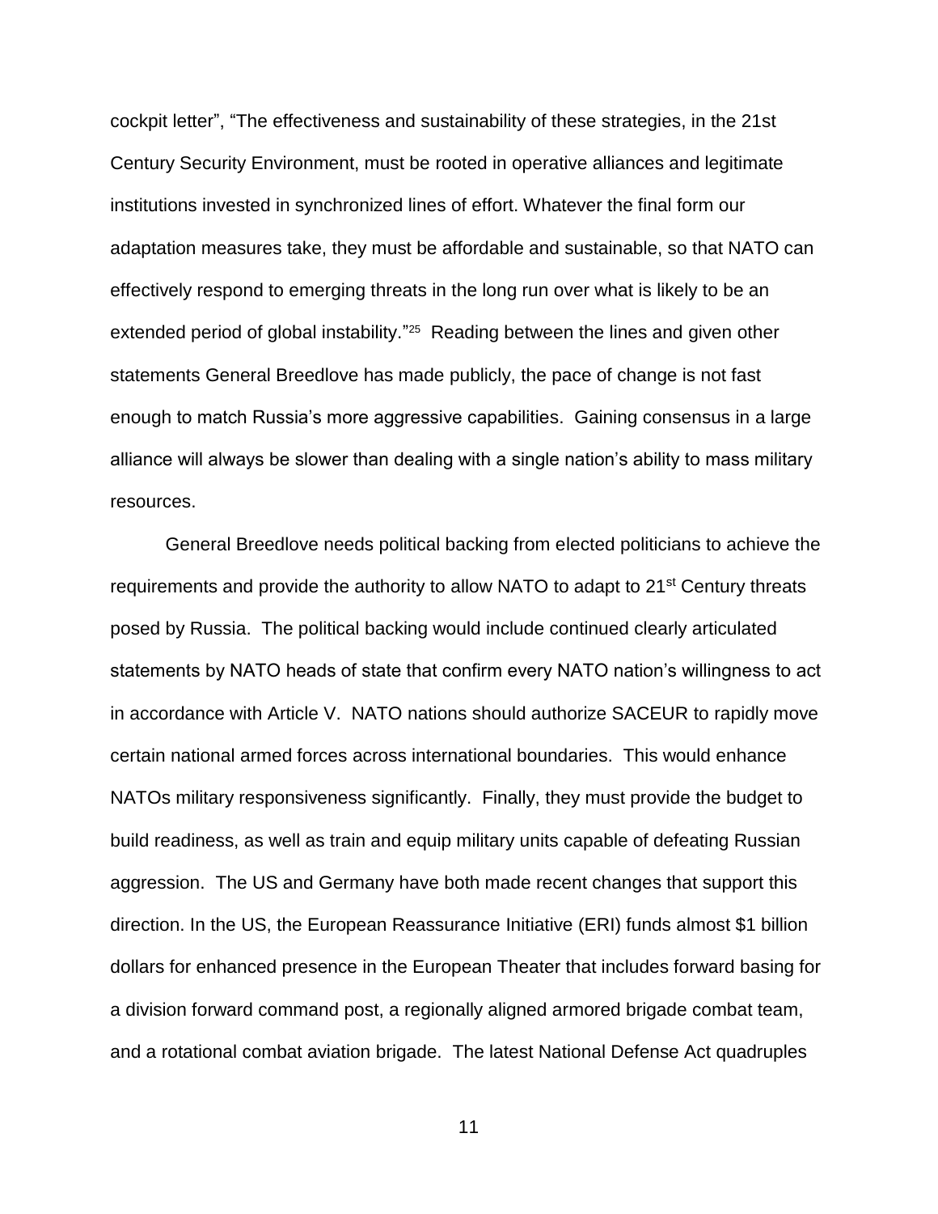cockpit letter", "The effectiveness and sustainability of these strategies, in the 21st Century Security Environment, must be rooted in operative alliances and legitimate institutions invested in synchronized lines of effort. Whatever the final form our adaptation measures take, they must be affordable and sustainable, so that NATO can effectively respond to emerging threats in the long run over what is likely to be an extended period of global instability."[25] Reading between the lines and given other statements General Breedlove has made publicly, the pace of change is not fast enough to match Russia's more aggressive capabilities. Gaining consensus in a large alliance will always be slower than dealing with a single nation's ability to mass military resources.

General Breedlove needs political backing from elected politicians to achieve the requirements and provide the authority to allow NATO to adapt to 21st Century threats posed by Russia. The political backing would include continued clearly articulated statements by NATO heads of state that confirm every NATO nation's willingness to act in accordance with Article V. NATO nations should authorize SACEUR to rapidly move certain national armed forces across international boundaries. This would enhance NATOs military responsiveness significantly. Finally, they must provide the budget to build readiness, as well as train and equip military units capable of defeating Russian aggression. The US and Germany have both made recent changes that support this direction. In the US, the European Reassurance Initiative (ERI) funds almost $1 billion dollars for enhanced presence in the European Theater that includes forward basing for a division forward command post, a regionally aligned armored brigade combat team, and a rotational combat aviation brigade. The latest National Defense Act quadruples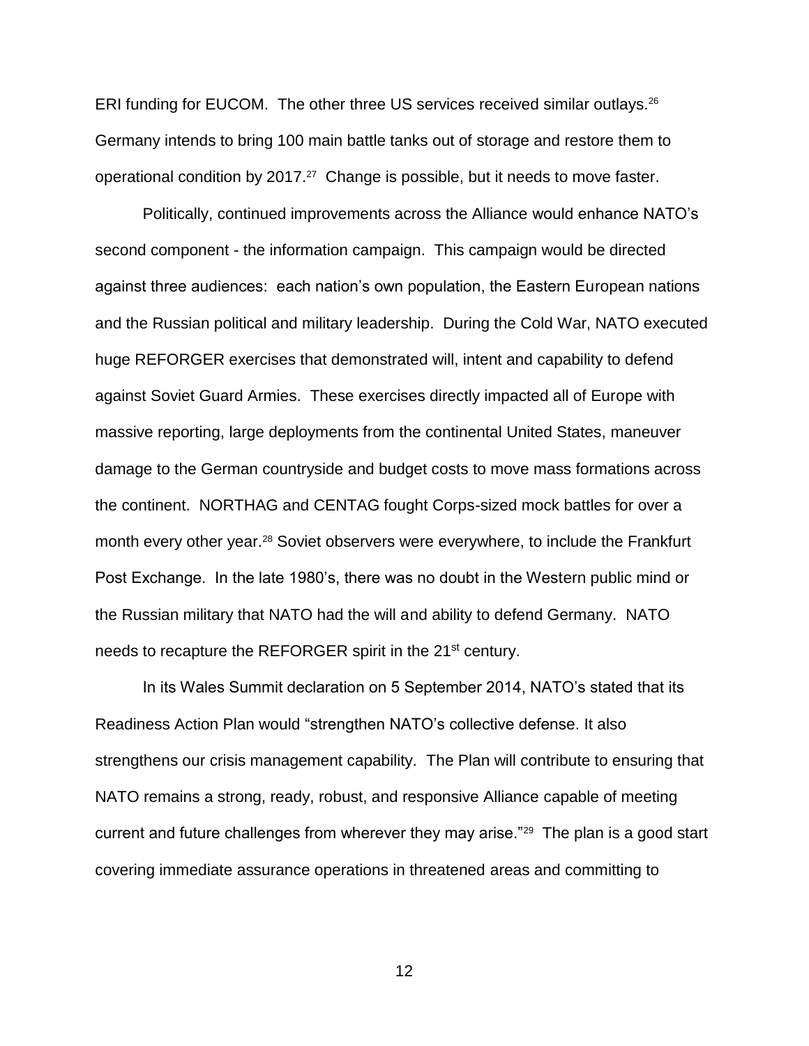ERI funding for EUCOM. The other three US services received similar outlays.[26] Germany intends to bring 100 main battle tanks out of storage and restore them to operational condition by 2017.[27] Change is possible, but it needs to move faster.

Politically, continued improvements across the Alliance would enhance NATO's second component - the information campaign. This campaign would be directed against three audiences: each nation's own population, the Eastern European nations and the Russian political and military leadership. During the Cold War, NATO executed huge REFORGER exercises that demonstrated will, intent and capability to defend against Soviet Guard Armies. These exercises directly impacted all of Europe with massive reporting, large deployments from the continental United States, maneuver damage to the German countryside and budget costs to move mass formations across the continent. NORTHAG and CENTAG fought Corps-sized mock battles for over a month every other year.[28] Soviet observers were everywhere, to include the Frankfurt Post Exchange. In the late 1980's, there was no doubt in the Western public mind or the Russian military that NATO had the will and ability to defend Germany. NATO needs to recapture the REFORGER spirit in the 21st century.

In its Wales Summit declaration on 5 September 2014, NATO's stated that its Readiness Action Plan would "strengthen NATO's collective defense. It also strengthens our crisis management capability. The Plan will contribute to ensuring that NATO remains a strong, ready, robust, and responsive Alliance capable of meeting current and future challenges from wherever they may arise."[29] The plan is a good start covering immediate assurance operations in threatened areas and committing to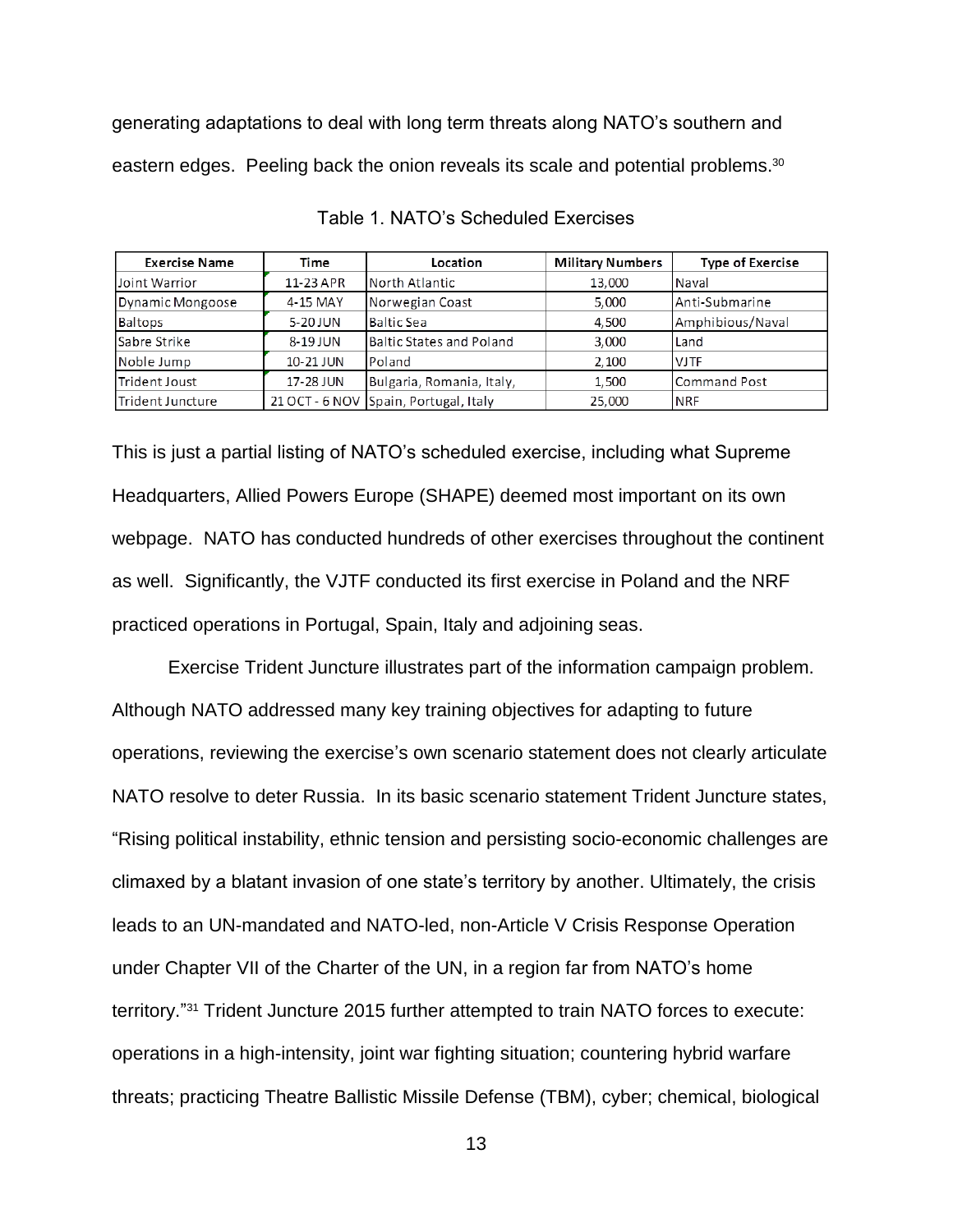generating adaptations to deal with long term threats along NATO's southern and eastern edges. Peeling back the onion reveals its scale and potential problems.[30]

Table 1. NATO's Scheduled Exercises

| Exercise Name | Time | Location | Military Numbers | Type of Exercise |
|---|---|---|---|---|
| Joint Warrior | 11-23 APR | North Atlantic | 13,000 | Naval |
| Dynamic Mongoose | 4-15 MAY | Norwegian Coast | 5,000 | Anti-Submarine |
| Baltops | 5-20 JUN | Baltic Sea | 4,500 | Amphibious/Naval |
| Sabre Strike | 8-19 JUN | Baltic States and Poland | 3,000 | Land |
| Noble Jump | 10-21 JUN | Poland | 2,100 | VJTF |
| Trident Joust | 17-28 JUN | Bulgaria, Romania, Italy, | 1,500 | Command Post |
| Trident Juncture | 21 OCT - 6 NOV | Spain, Portugal, Italy | 25,000 | NRF |

This is just a partial listing of NATO's scheduled exercise, including what Supreme Headquarters, Allied Powers Europe (SHAPE) deemed most important on its own webpage. NATO has conducted hundreds of other exercises throughout the continent as well. Significantly, the VJTF conducted its first exercise in Poland and the NRF practiced operations in Portugal, Spain, Italy and adjoining seas.

Exercise Trident Juncture illustrates part of the information campaign problem. Although NATO addressed many key training objectives for adapting to future operations, reviewing the exercise's own scenario statement does not clearly articulate NATO resolve to deter Russia. In its basic scenario statement Trident Juncture states, "Rising political instability, ethnic tension and persisting socio-economic challenges are climaxed by a blatant invasion of one state's territory by another. Ultimately, the crisis leads to an UN-mandated and NATO-led, non-Article V Crisis Response Operation under Chapter VII of the Charter of the UN, in a region far from NATO's home territory."[31] Trident Juncture 2015 further attempted to train NATO forces to execute: operations in a high-intensity, joint war fighting situation; countering hybrid warfare threats; practicing Theatre Ballistic Missile Defense (TBM), cyber; chemical, biological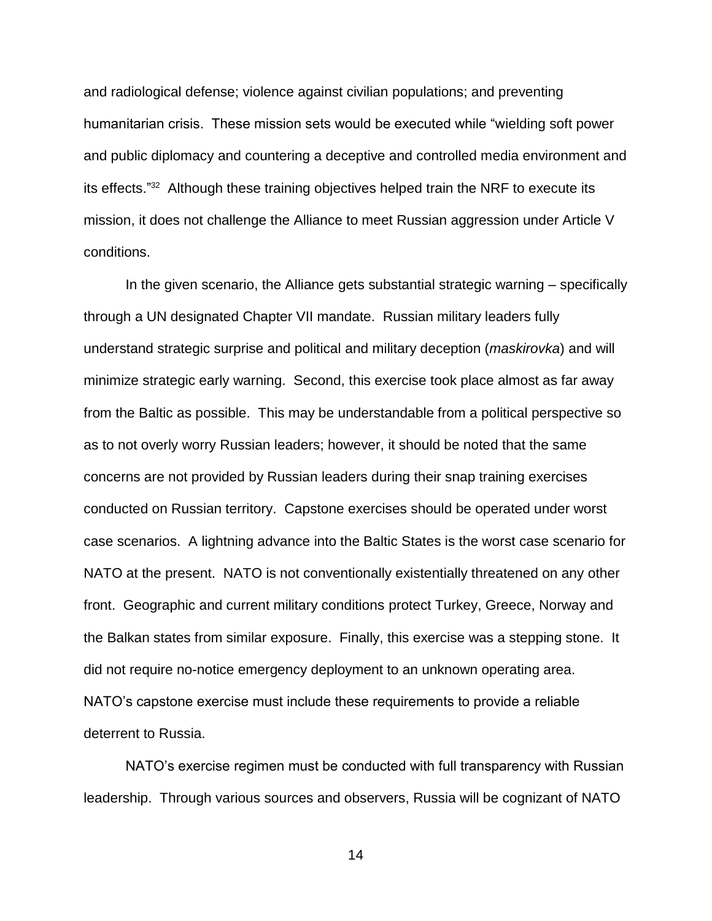and radiological defense; violence against civilian populations; and preventing humanitarian crisis. These mission sets would be executed while "wielding soft power and public diplomacy and countering a deceptive and controlled media environment and its effects."[32] Although these training objectives helped train the NRF to execute its mission, it does not challenge the Alliance to meet Russian aggression under Article V conditions.

In the given scenario, the Alliance gets substantial strategic warning – specifically through a UN designated Chapter VII mandate. Russian military leaders fully understand strategic surprise and political and military deception (*maskirovka*) and will minimize strategic early warning. Second, this exercise took place almost as far away from the Baltic as possible. This may be understandable from a political perspective so as to not overly worry Russian leaders; however, it should be noted that the same concerns are not provided by Russian leaders during their snap training exercises conducted on Russian territory. Capstone exercises should be operated under worst case scenarios. A lightning advance into the Baltic States is the worst case scenario for NATO at the present. NATO is not conventionally existentially threatened on any other front. Geographic and current military conditions protect Turkey, Greece, Norway and the Balkan states from similar exposure. Finally, this exercise was a stepping stone. It did not require no-notice emergency deployment to an unknown operating area. NATO's capstone exercise must include these requirements to provide a reliable deterrent to Russia.

NATO's exercise regimen must be conducted with full transparency with Russian leadership. Through various sources and observers, Russia will be cognizant of NATO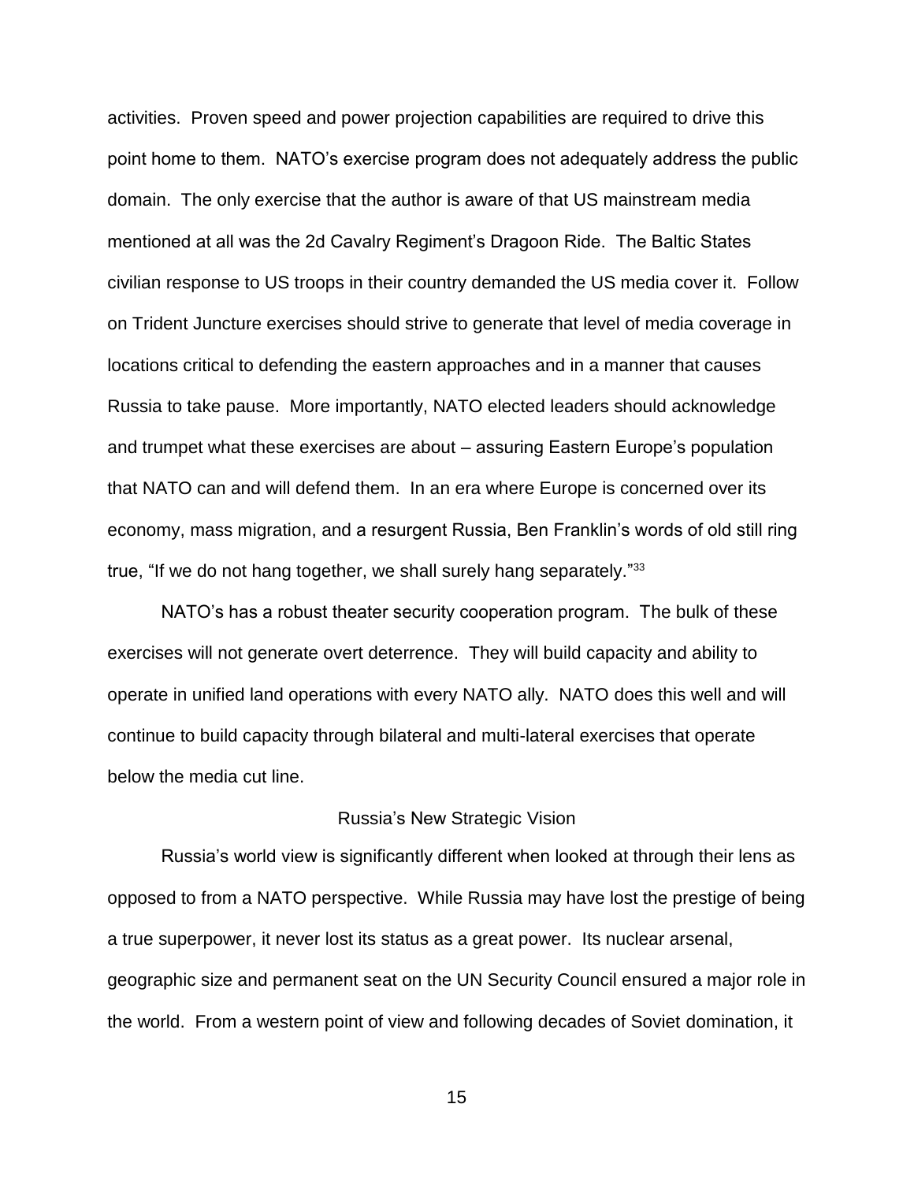activities. Proven speed and power projection capabilities are required to drive this point home to them. NATO's exercise program does not adequately address the public domain. The only exercise that the author is aware of that US mainstream media mentioned at all was the 2d Cavalry Regiment's Dragoon Ride. The Baltic States civilian response to US troops in their country demanded the US media cover it. Follow on Trident Juncture exercises should strive to generate that level of media coverage in locations critical to defending the eastern approaches and in a manner that causes Russia to take pause. More importantly, NATO elected leaders should acknowledge and trumpet what these exercises are about – assuring Eastern Europe's population that NATO can and will defend them. In an era where Europe is concerned over its economy, mass migration, and a resurgent Russia, Ben Franklin's words of old still ring true, "If we do not hang together, we shall surely hang separately."[33]

NATO's has a robust theater security cooperation program. The bulk of these exercises will not generate overt deterrence. They will build capacity and ability to operate in unified land operations with every NATO ally. NATO does this well and will continue to build capacity through bilateral and multi-lateral exercises that operate below the media cut line.

## Russia's New Strategic Vision

Russia's world view is significantly different when looked at through their lens as opposed to from a NATO perspective. While Russia may have lost the prestige of being a true superpower, it never lost its status as a great power. Its nuclear arsenal, geographic size and permanent seat on the UN Security Council ensured a major role in the world. From a western point of view and following decades of Soviet domination, it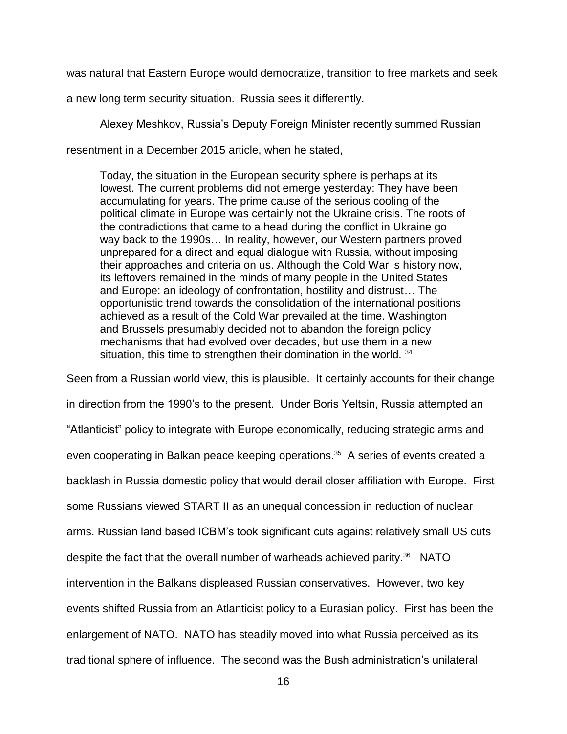was natural that Eastern Europe would democratize, transition to free markets and seek a new long term security situation. Russia sees it differently.

Alexey Meshkov, Russia's Deputy Foreign Minister recently summed Russian resentment in a December 2015 article, when he stated,

> Today, the situation in the European security sphere is perhaps at its lowest. The current problems did not emerge yesterday: They have been accumulating for years. The prime cause of the serious cooling of the political climate in Europe was certainly not the Ukraine crisis. The roots of the contradictions that came to a head during the conflict in Ukraine go way back to the 1990s… In reality, however, our Western partners proved unprepared for a direct and equal dialogue with Russia, without imposing their approaches and criteria on us. Although the Cold War is history now, its leftovers remained in the minds of many people in the United States and Europe: an ideology of confrontation, hostility and distrust… The opportunistic trend towards the consolidation of the international positions achieved as a result of the Cold War prevailed at the time. Washington and Brussels presumably decided not to abandon the foreign policy mechanisms that had evolved over decades, but use them in a new situation, this time to strengthen their domination in the world. [34]

Seen from a Russian world view, this is plausible. It certainly accounts for their change in direction from the 1990's to the present. Under Boris Yeltsin, Russia attempted an "Atlanticist" policy to integrate with Europe economically, reducing strategic arms and even cooperating in Balkan peace keeping operations.[35] A series of events created a backlash in Russia domestic policy that would derail closer affiliation with Europe. First some Russians viewed START II as an unequal concession in reduction of nuclear arms. Russian land based ICBM's took significant cuts against relatively small US cuts despite the fact that the overall number of warheads achieved parity.[36] NATO intervention in the Balkans displeased Russian conservatives. However, two key events shifted Russia from an Atlanticist policy to a Eurasian policy. First has been the enlargement of NATO. NATO has steadily moved into what Russia perceived as its traditional sphere of influence. The second was the Bush administration's unilateral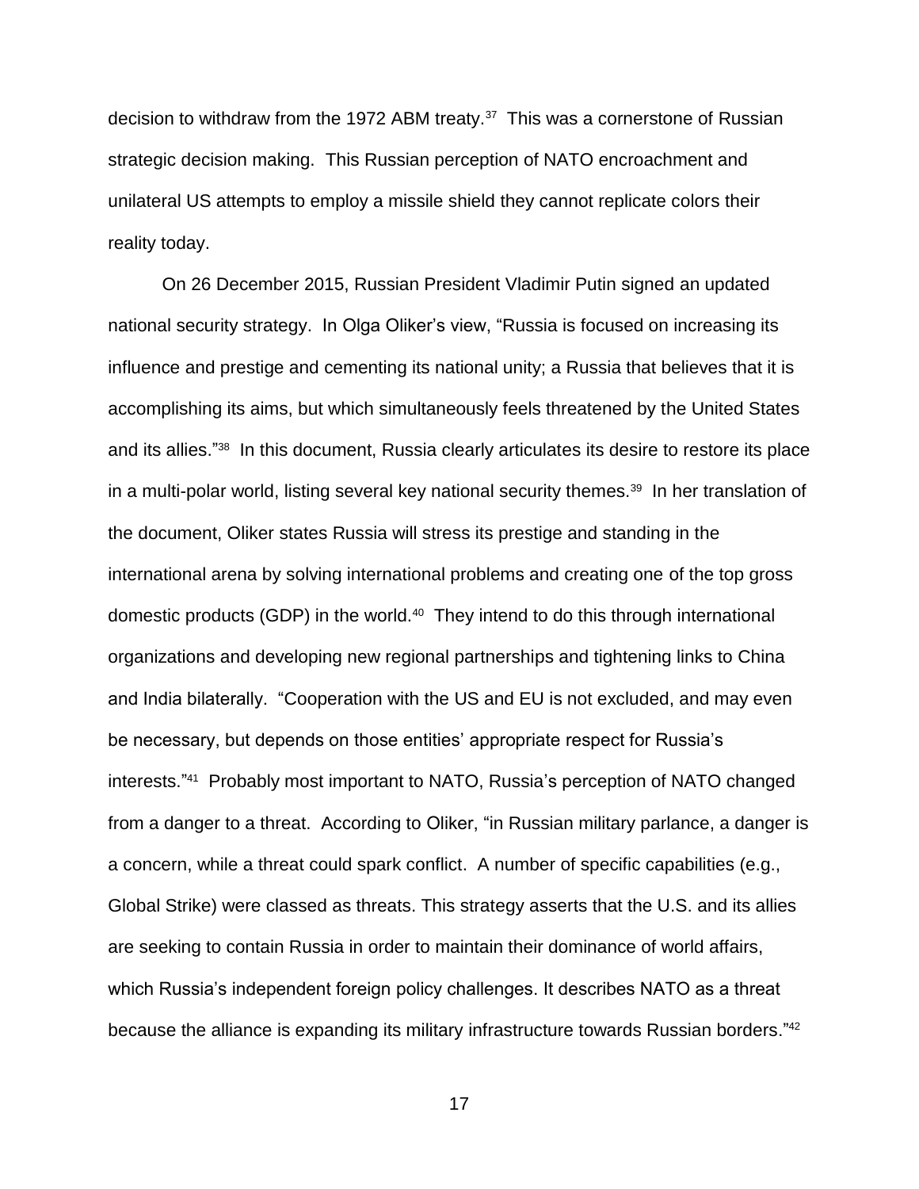decision to withdraw from the 1972 ABM treaty.[37] This was a cornerstone of Russian strategic decision making. This Russian perception of NATO encroachment and unilateral US attempts to employ a missile shield they cannot replicate colors their reality today.

On 26 December 2015, Russian President Vladimir Putin signed an updated national security strategy. In Olga Oliker's view, "Russia is focused on increasing its influence and prestige and cementing its national unity; a Russia that believes that it is accomplishing its aims, but which simultaneously feels threatened by the United States and its allies."[38] In this document, Russia clearly articulates its desire to restore its place in a multi-polar world, listing several key national security themes.[39] In her translation of the document, Oliker states Russia will stress its prestige and standing in the international arena by solving international problems and creating one of the top gross domestic products (GDP) in the world.[40] They intend to do this through international organizations and developing new regional partnerships and tightening links to China and India bilaterally. "Cooperation with the US and EU is not excluded, and may even be necessary, but depends on those entities' appropriate respect for Russia's interests."[41] Probably most important to NATO, Russia's perception of NATO changed from a danger to a threat. According to Oliker, "in Russian military parlance, a danger is a concern, while a threat could spark conflict. A number of specific capabilities (e.g., Global Strike) were classed as threats. This strategy asserts that the U.S. and its allies are seeking to contain Russia in order to maintain their dominance of world affairs, which Russia's independent foreign policy challenges. It describes NATO as a threat because the alliance is expanding its military infrastructure towards Russian borders."[42]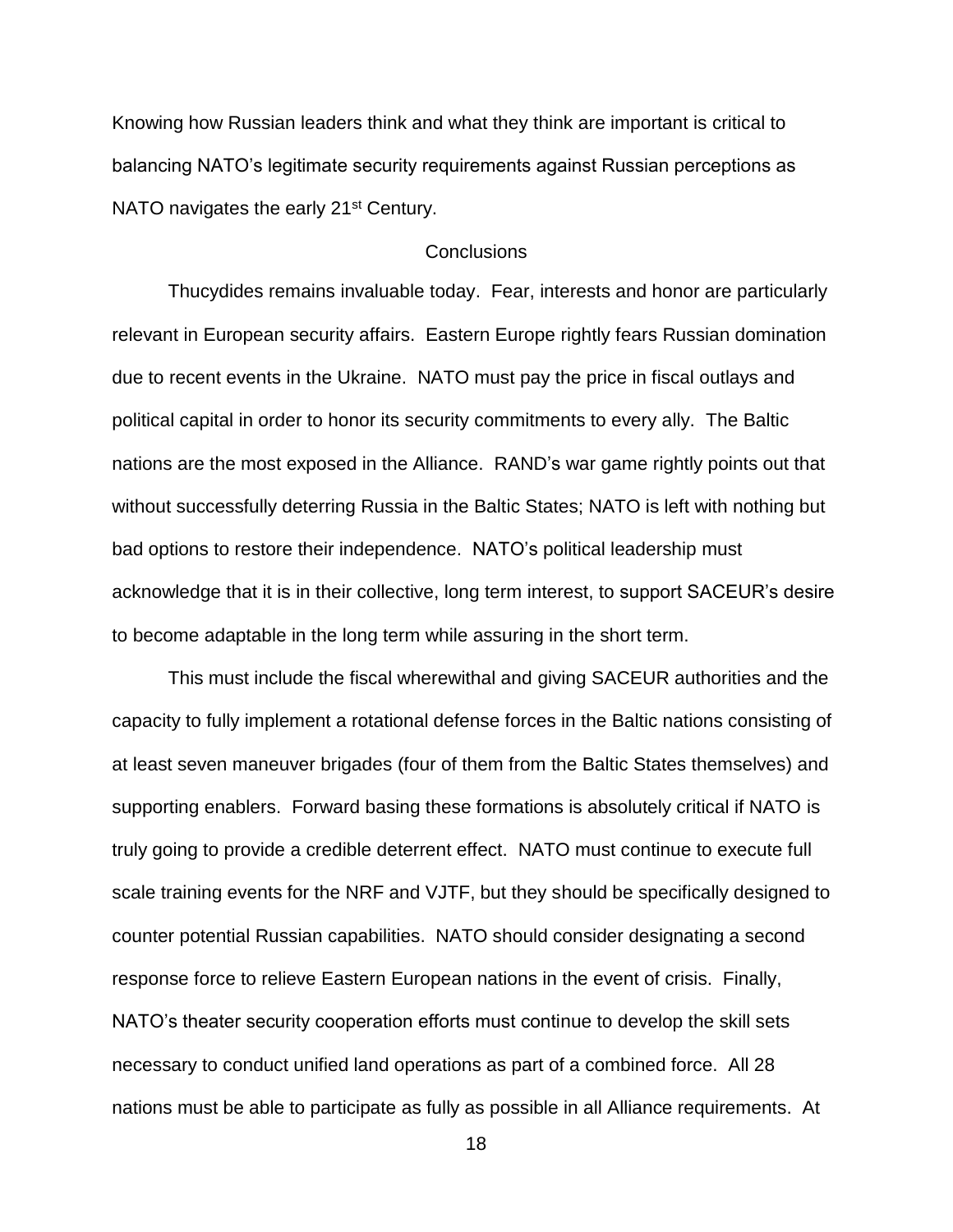Knowing how Russian leaders think and what they think are important is critical to balancing NATO's legitimate security requirements against Russian perceptions as NATO navigates the early 21st Century.

## Conclusions

Thucydides remains invaluable today. Fear, interests and honor are particularly relevant in European security affairs. Eastern Europe rightly fears Russian domination due to recent events in the Ukraine. NATO must pay the price in fiscal outlays and political capital in order to honor its security commitments to every ally. The Baltic nations are the most exposed in the Alliance. RAND's war game rightly points out that without successfully deterring Russia in the Baltic States; NATO is left with nothing but bad options to restore their independence. NATO's political leadership must acknowledge that it is in their collective, long term interest, to support SACEUR's desire to become adaptable in the long term while assuring in the short term.

This must include the fiscal wherewithal and giving SACEUR authorities and the capacity to fully implement a rotational defense forces in the Baltic nations consisting of at least seven maneuver brigades (four of them from the Baltic States themselves) and supporting enablers. Forward basing these formations is absolutely critical if NATO is truly going to provide a credible deterrent effect. NATO must continue to execute full scale training events for the NRF and VJTF, but they should be specifically designed to counter potential Russian capabilities. NATO should consider designating a second response force to relieve Eastern European nations in the event of crisis. Finally, NATO's theater security cooperation efforts must continue to develop the skill sets necessary to conduct unified land operations as part of a combined force. All 28 nations must be able to participate as fully as possible in all Alliance requirements. At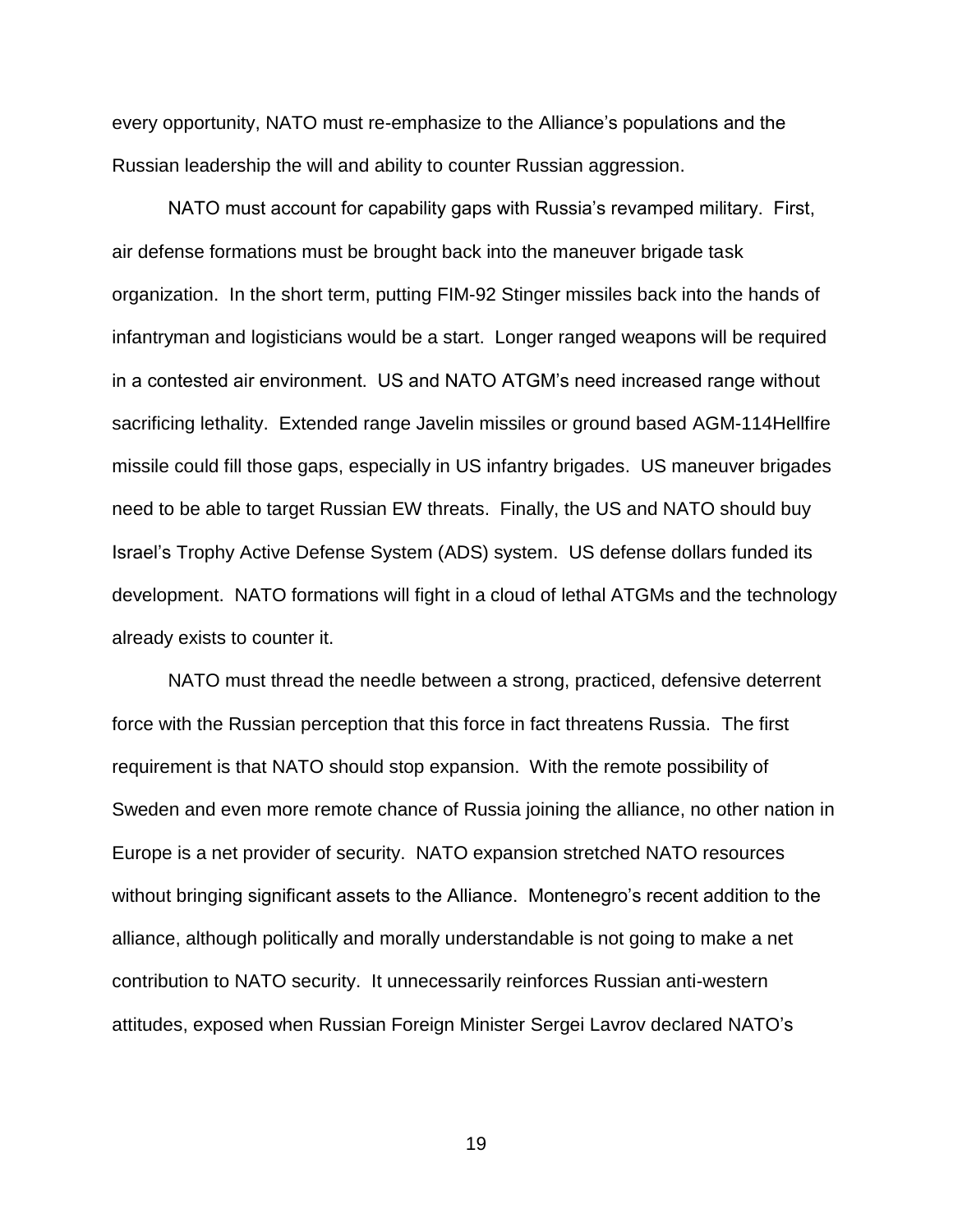every opportunity, NATO must re-emphasize to the Alliance's populations and the Russian leadership the will and ability to counter Russian aggression.

NATO must account for capability gaps with Russia's revamped military. First, air defense formations must be brought back into the maneuver brigade task organization. In the short term, putting FIM-92 Stinger missiles back into the hands of infantryman and logisticians would be a start. Longer ranged weapons will be required in a contested air environment. US and NATO ATGM's need increased range without sacrificing lethality. Extended range Javelin missiles or ground based AGM-114Hellfire missile could fill those gaps, especially in US infantry brigades. US maneuver brigades need to be able to target Russian EW threats. Finally, the US and NATO should buy Israel's Trophy Active Defense System (ADS) system. US defense dollars funded its development. NATO formations will fight in a cloud of lethal ATGMs and the technology already exists to counter it.

NATO must thread the needle between a strong, practiced, defensive deterrent force with the Russian perception that this force in fact threatens Russia. The first requirement is that NATO should stop expansion. With the remote possibility of Sweden and even more remote chance of Russia joining the alliance, no other nation in Europe is a net provider of security. NATO expansion stretched NATO resources without bringing significant assets to the Alliance. Montenegro's recent addition to the alliance, although politically and morally understandable is not going to make a net contribution to NATO security. It unnecessarily reinforces Russian anti-western attitudes, exposed when Russian Foreign Minister Sergei Lavrov declared NATO's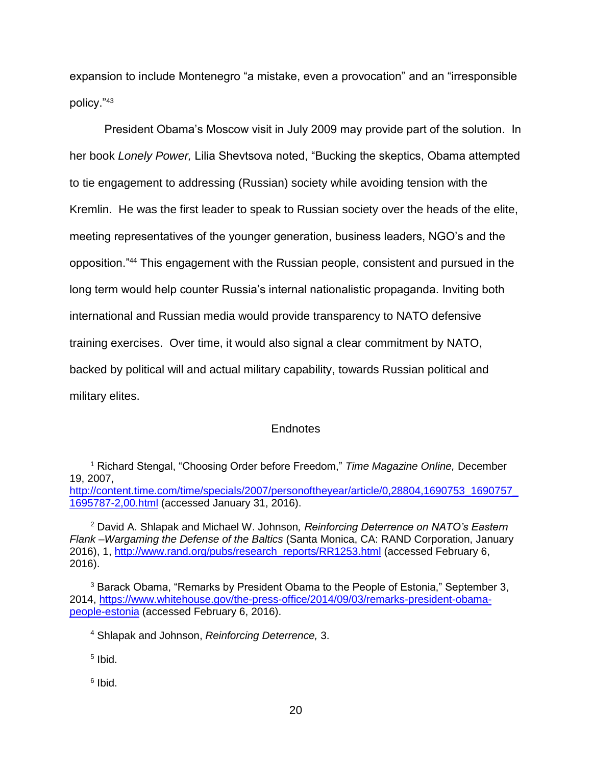expansion to include Montenegro “a mistake, even a provocation” and an “irresponsible policy.”[43]

President Obama’s Moscow visit in July 2009 may provide part of the solution. In her book *Lonely Power,* Lilia Shevtsova noted, “Bucking the skeptics, Obama attempted to tie engagement to addressing (Russian) society while avoiding tension with the Kremlin. He was the first leader to speak to Russian society over the heads of the elite, meeting representatives of the younger generation, business leaders, NGO’s and the opposition.”[44] This engagement with the Russian people, consistent and pursued in the long term would help counter Russia’s internal nationalistic propaganda. Inviting both international and Russian media would provide transparency to NATO defensive training exercises. Over time, it would also signal a clear commitment by NATO, backed by political will and actual military capability, towards Russian political and military elites.

## Endnotes

[1] Richard Stengal, “Choosing Order before Freedom,” *Time Magazine Online,* December 19, 2007, http://content.time.com/time/specials/2007/personoftheyear/article/0,28804,1690753_1690757_1695787-2,00.html (accessed January 31, 2016).

[2] David A. Shlapak and Michael W. Johnson, *Reinforcing Deterrence on NATO’s Eastern Flank –Wargaming the Defense of the Baltics* (Santa Monica, CA: RAND Corporation, January 2016), 1, http://www.rand.org/pubs/research_reports/RR1253.html (accessed February 6, 2016).

[3] Barack Obama, “Remarks by President Obama to the People of Estonia,” September 3, 2014, https://www.whitehouse.gov/the-press-office/2014/09/03/remarks-president-obama-people-estonia (accessed February 6, 2016).

[4] Shlapak and Johnson, *Reinforcing Deterrence,* 3.

[5] Ibid.

[6] Ibid.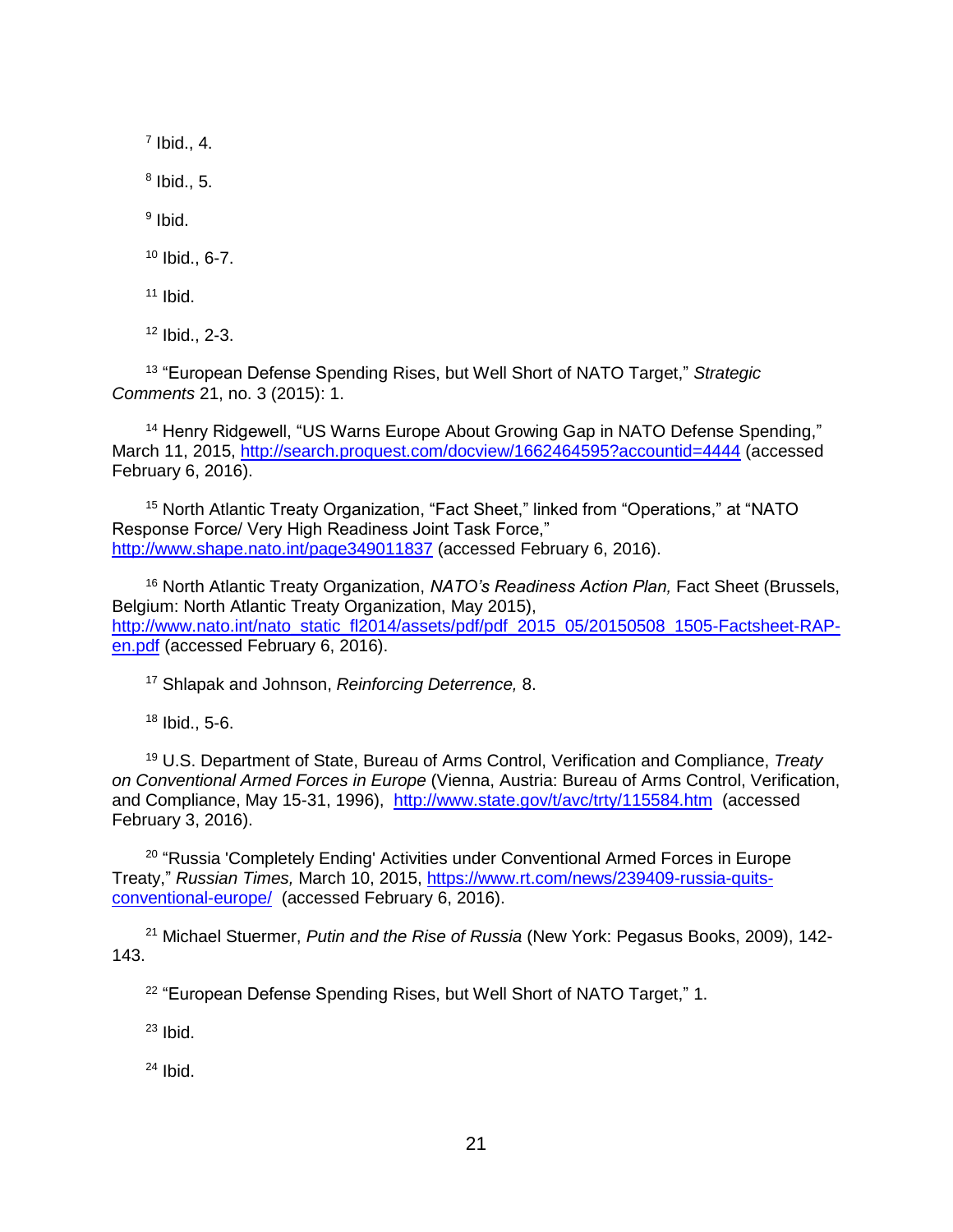[7] Ibid., 4.

[8] Ibid., 5.

[9] Ibid.

[10] Ibid., 6-7.

[11] Ibid.

[12] Ibid., 2-3.

[13] "European Defense Spending Rises, but Well Short of NATO Target," *Strategic Comments* 21, no. 3 (2015): 1.

[14] Henry Ridgewell, "US Warns Europe About Growing Gap in NATO Defense Spending," March 11, 2015, http://search.proquest.com/docview/1662464595?accountid=4444 (accessed February 6, 2016).

[15] North Atlantic Treaty Organization, "Fact Sheet," linked from "Operations," at "NATO Response Force/ Very High Readiness Joint Task Force," http://www.shape.nato.int/page349011837 (accessed February 6, 2016).

[16] North Atlantic Treaty Organization, *NATO's Readiness Action Plan,* Fact Sheet (Brussels, Belgium: North Atlantic Treaty Organization, May 2015), http://www.nato.int/nato_static_fl2014/assets/pdf/pdf_2015_05/20150508_1505-Factsheet-RAP-en.pdf (accessed February 6, 2016).

[17] Shlapak and Johnson, *Reinforcing Deterrence,* 8.

[18] Ibid., 5-6.

[19] U.S. Department of State, Bureau of Arms Control, Verification and Compliance, *Treaty on Conventional Armed Forces in Europe* (Vienna, Austria: Bureau of Arms Control, Verification, and Compliance, May 15-31, 1996), http://www.state.gov/t/avc/trty/115584.htm (accessed February 3, 2016).

[20] "Russia 'Completely Ending' Activities under Conventional Armed Forces in Europe Treaty," *Russian Times,* March 10, 2015, https://www.rt.com/news/239409-russia-quits-conventional-europe/ (accessed February 6, 2016).

[21] Michael Stuermer, *Putin and the Rise of Russia* (New York: Pegasus Books, 2009), 142-143.

[22] "European Defense Spending Rises, but Well Short of NATO Target," 1.

[23] Ibid.

[24] Ibid.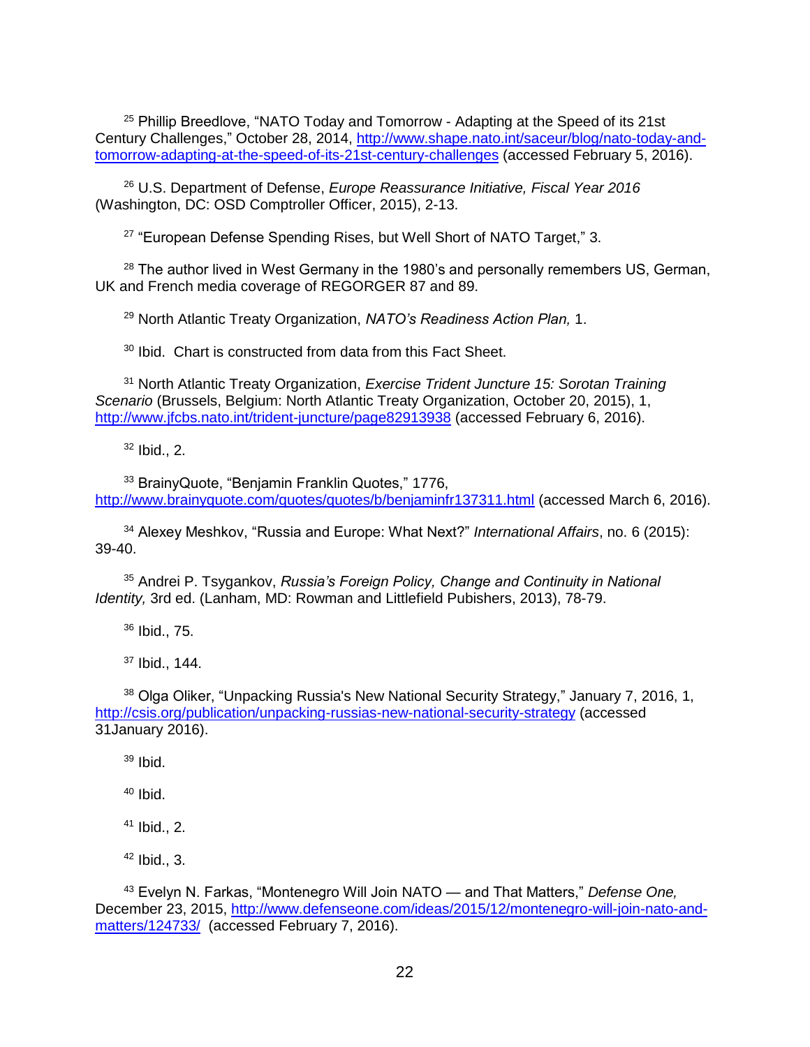[25] Phillip Breedlove, “NATO Today and Tomorrow - Adapting at the Speed of its 21st Century Challenges,” October 28, 2014, http://www.shape.nato.int/saceur/blog/nato-today-and-tomorrow-adapting-at-the-speed-of-its-21st-century-challenges (accessed February 5, 2016).

[26] U.S. Department of Defense, *Europe Reassurance Initiative, Fiscal Year 2016* (Washington, DC: OSD Comptroller Officer, 2015), 2-13.

[27] “European Defense Spending Rises, but Well Short of NATO Target,” 3.

[28] The author lived in West Germany in the 1980’s and personally remembers US, German, UK and French media coverage of REGORGER 87 and 89.

[29] North Atlantic Treaty Organization, *NATO’s Readiness Action Plan,* 1.

[30] Ibid. Chart is constructed from data from this Fact Sheet.

[31] North Atlantic Treaty Organization, *Exercise Trident Juncture 15: Sorotan Training Scenario* (Brussels, Belgium: North Atlantic Treaty Organization, October 20, 2015), 1, http://www.jfcbs.nato.int/trident-juncture/page82913938 (accessed February 6, 2016).

[32] Ibid., 2.

[33] BrainyQuote, “Benjamin Franklin Quotes,” 1776, http://www.brainyquote.com/quotes/quotes/b/benjaminfr137311.html (accessed March 6, 2016).

[34] Alexey Meshkov, “Russia and Europe: What Next?” *International Affairs*, no. 6 (2015): 39-40.

[35] Andrei P. Tsygankov, *Russia’s Foreign Policy, Change and Continuity in National Identity,* 3rd ed. (Lanham, MD: Rowman and Littlefield Pubishers, 2013), 78-79.

[36] Ibid., 75.

[37] Ibid., 144.

[38] Olga Oliker, “Unpacking Russia's New National Security Strategy,” January 7, 2016, 1, http://csis.org/publication/unpacking-russias-new-national-security-strategy (accessed 31January 2016).

[39] Ibid.

[40] Ibid.

[41] Ibid., 2.

[42] Ibid., 3.

[43] Evelyn N. Farkas, “Montenegro Will Join NATO — and That Matters,” *Defense One,* December 23, 2015, http://www.defenseone.com/ideas/2015/12/montenegro-will-join-nato-and-matters/124733/ (accessed February 7, 2016).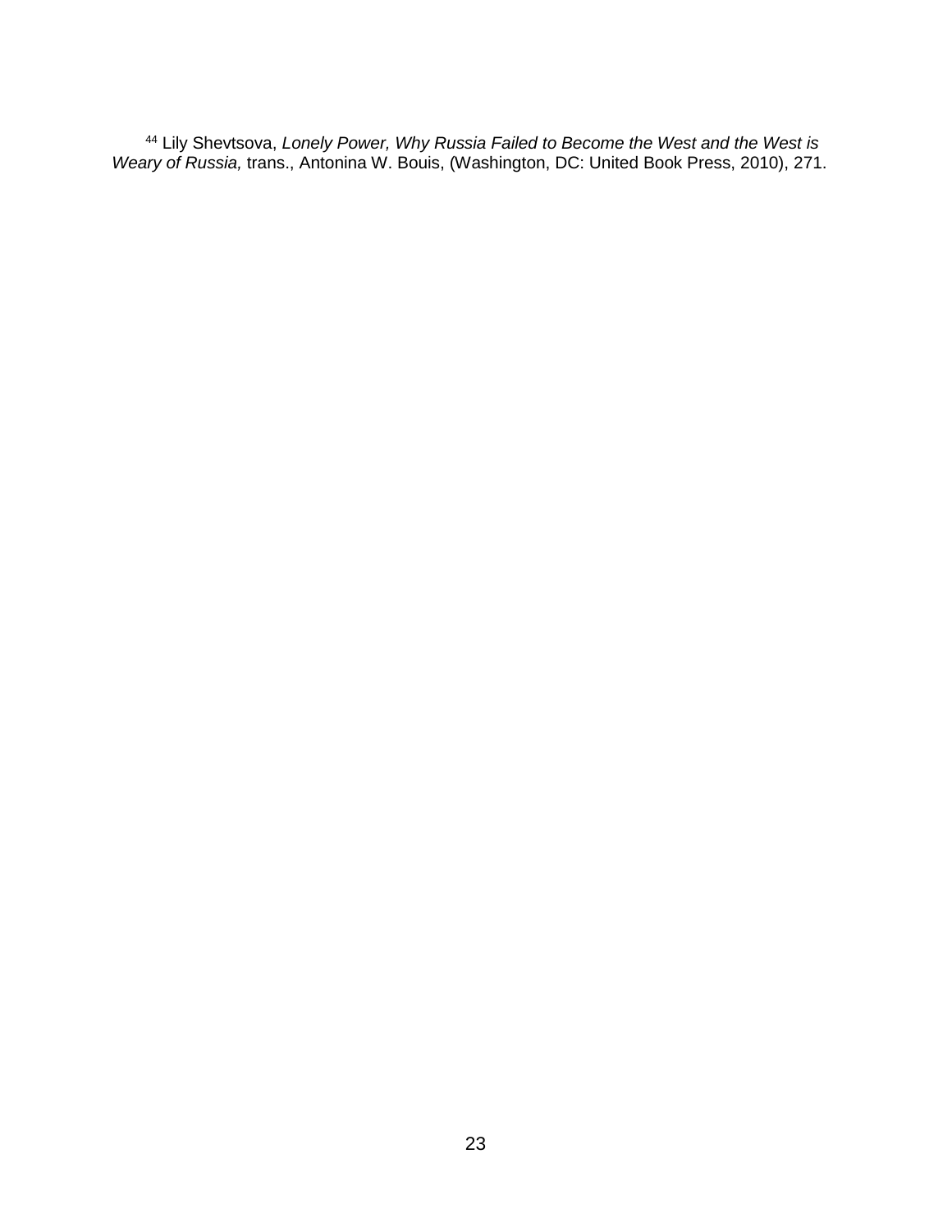[44] Lily Shevtsova, *Lonely Power, Why Russia Failed to Become the West and the West is Weary of Russia,* trans., Antonina W. Bouis, (Washington, DC: United Book Press, 2010), 271.